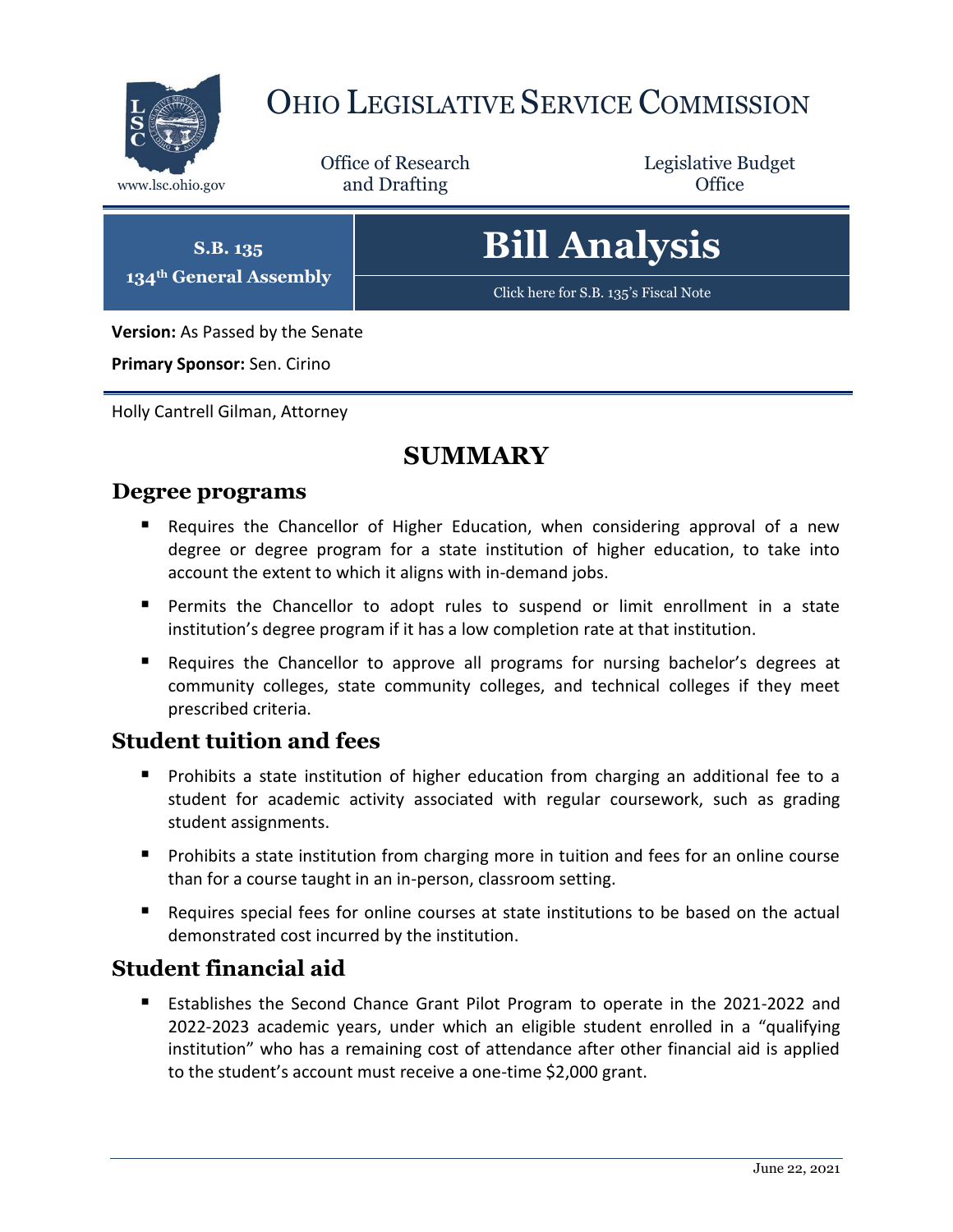# OHIO LEGISLATIVE SERVICE COMMISSION

www.lsc.ohio.gov

Office of Research and Drafting

Legislative Budget Office

**S.B. 135**
**134th General Assembly**

# Bill Analysis

Click here for S.B. 135's Fiscal Note

**Version:** As Passed by the Senate

**Primary Sponsor:** Sen. Cirino

Holly Cantrell Gilman, Attorney

## SUMMARY

### Degree programs

- Requires the Chancellor of Higher Education, when considering approval of a new degree or degree program for a state institution of higher education, to take into account the extent to which it aligns with in-demand jobs.
- Permits the Chancellor to adopt rules to suspend or limit enrollment in a state institution's degree program if it has a low completion rate at that institution.
- Requires the Chancellor to approve all programs for nursing bachelor's degrees at community colleges, state community colleges, and technical colleges if they meet prescribed criteria.

### Student tuition and fees

- Prohibits a state institution of higher education from charging an additional fee to a student for academic activity associated with regular coursework, such as grading student assignments.
- Prohibits a state institution from charging more in tuition and fees for an online course than for a course taught in an in-person, classroom setting.
- Requires special fees for online courses at state institutions to be based on the actual demonstrated cost incurred by the institution.

### Student financial aid

- Establishes the Second Chance Grant Pilot Program to operate in the 2021-2022 and 2022-2023 academic years, under which an eligible student enrolled in a "qualifying institution" who has a remaining cost of attendance after other financial aid is applied to the student's account must receive a one-time $2,000 grant.

June 22, 2021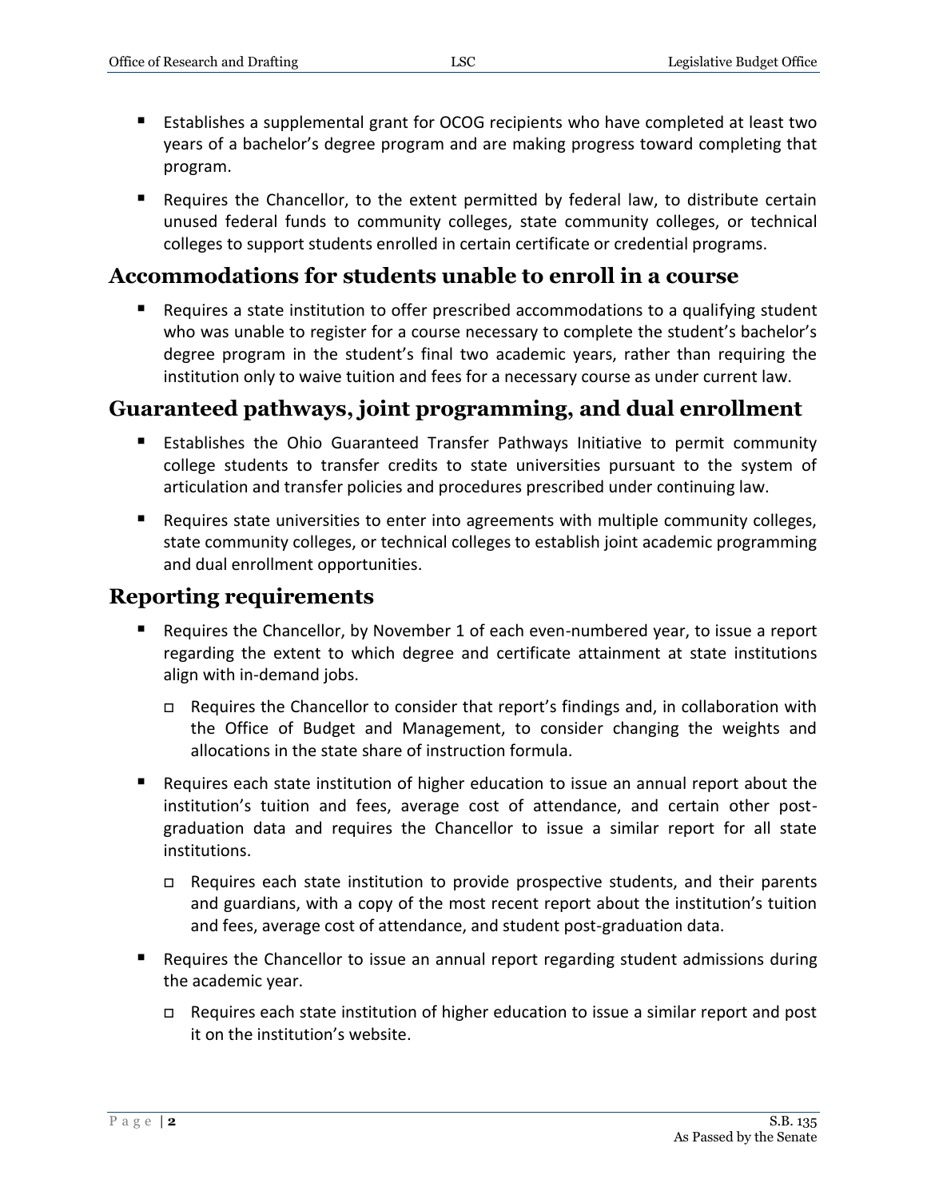- Establishes a supplemental grant for OCOG recipients who have completed at least two years of a bachelor's degree program and are making progress toward completing that program.
- Requires the Chancellor, to the extent permitted by federal law, to distribute certain unused federal funds to community colleges, state community colleges, or technical colleges to support students enrolled in certain certificate or credential programs.

## Accommodations for students unable to enroll in a course

- Requires a state institution to offer prescribed accommodations to a qualifying student who was unable to register for a course necessary to complete the student's bachelor's degree program in the student's final two academic years, rather than requiring the institution only to waive tuition and fees for a necessary course as under current law.

## Guaranteed pathways, joint programming, and dual enrollment

- Establishes the Ohio Guaranteed Transfer Pathways Initiative to permit community college students to transfer credits to state universities pursuant to the system of articulation and transfer policies and procedures prescribed under continuing law.
- Requires state universities to enter into agreements with multiple community colleges, state community colleges, or technical colleges to establish joint academic programming and dual enrollment opportunities.

## Reporting requirements

- Requires the Chancellor, by November 1 of each even-numbered year, to issue a report regarding the extent to which degree and certificate attainment at state institutions align with in-demand jobs.
  - Requires the Chancellor to consider that report's findings and, in collaboration with the Office of Budget and Management, to consider changing the weights and allocations in the state share of instruction formula.
- Requires each state institution of higher education to issue an annual report about the institution's tuition and fees, average cost of attendance, and certain other post-graduation data and requires the Chancellor to issue a similar report for all state institutions.
  - Requires each state institution to provide prospective students, and their parents and guardians, with a copy of the most recent report about the institution's tuition and fees, average cost of attendance, and student post-graduation data.
- Requires the Chancellor to issue an annual report regarding student admissions during the academic year.
  - Requires each state institution of higher education to issue a similar report and post it on the institution's website.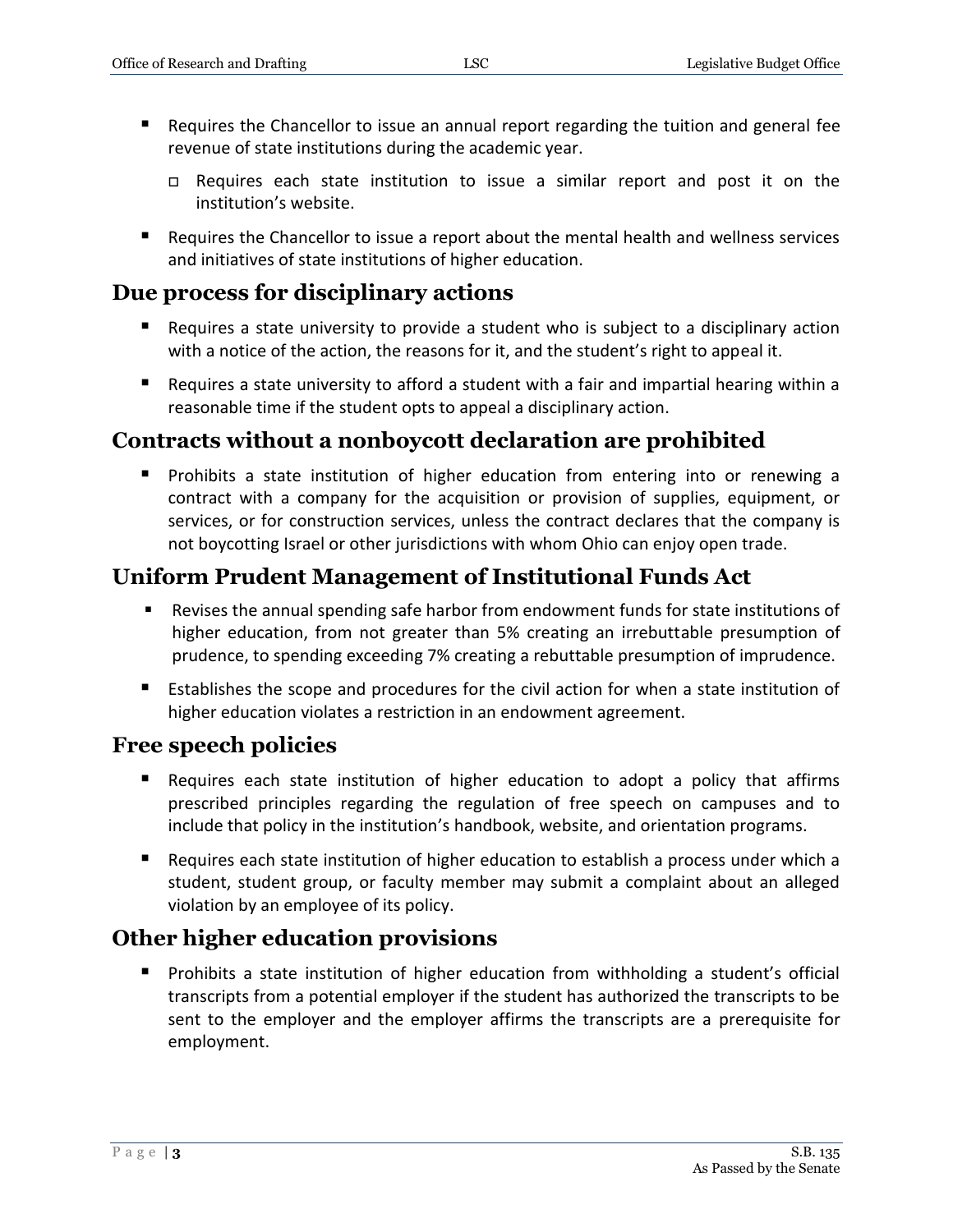- Requires the Chancellor to issue an annual report regarding the tuition and general fee revenue of state institutions during the academic year.
  - Requires each state institution to issue a similar report and post it on the institution's website.
- Requires the Chancellor to issue a report about the mental health and wellness services and initiatives of state institutions of higher education.

## Due process for disciplinary actions

- Requires a state university to provide a student who is subject to a disciplinary action with a notice of the action, the reasons for it, and the student's right to appeal it.
- Requires a state university to afford a student with a fair and impartial hearing within a reasonable time if the student opts to appeal a disciplinary action.

## Contracts without a nonboycott declaration are prohibited

- Prohibits a state institution of higher education from entering into or renewing a contract with a company for the acquisition or provision of supplies, equipment, or services, or for construction services, unless the contract declares that the company is not boycotting Israel or other jurisdictions with whom Ohio can enjoy open trade.

## Uniform Prudent Management of Institutional Funds Act

- Revises the annual spending safe harbor from endowment funds for state institutions of higher education, from not greater than 5% creating an irrebuttable presumption of prudence, to spending exceeding 7% creating a rebuttable presumption of imprudence.
- Establishes the scope and procedures for the civil action for when a state institution of higher education violates a restriction in an endowment agreement.

## Free speech policies

- Requires each state institution of higher education to adopt a policy that affirms prescribed principles regarding the regulation of free speech on campuses and to include that policy in the institution's handbook, website, and orientation programs.
- Requires each state institution of higher education to establish a process under which a student, student group, or faculty member may submit a complaint about an alleged violation by an employee of its policy.

## Other higher education provisions

- Prohibits a state institution of higher education from withholding a student's official transcripts from a potential employer if the student has authorized the transcripts to be sent to the employer and the employer affirms the transcripts are a prerequisite for employment.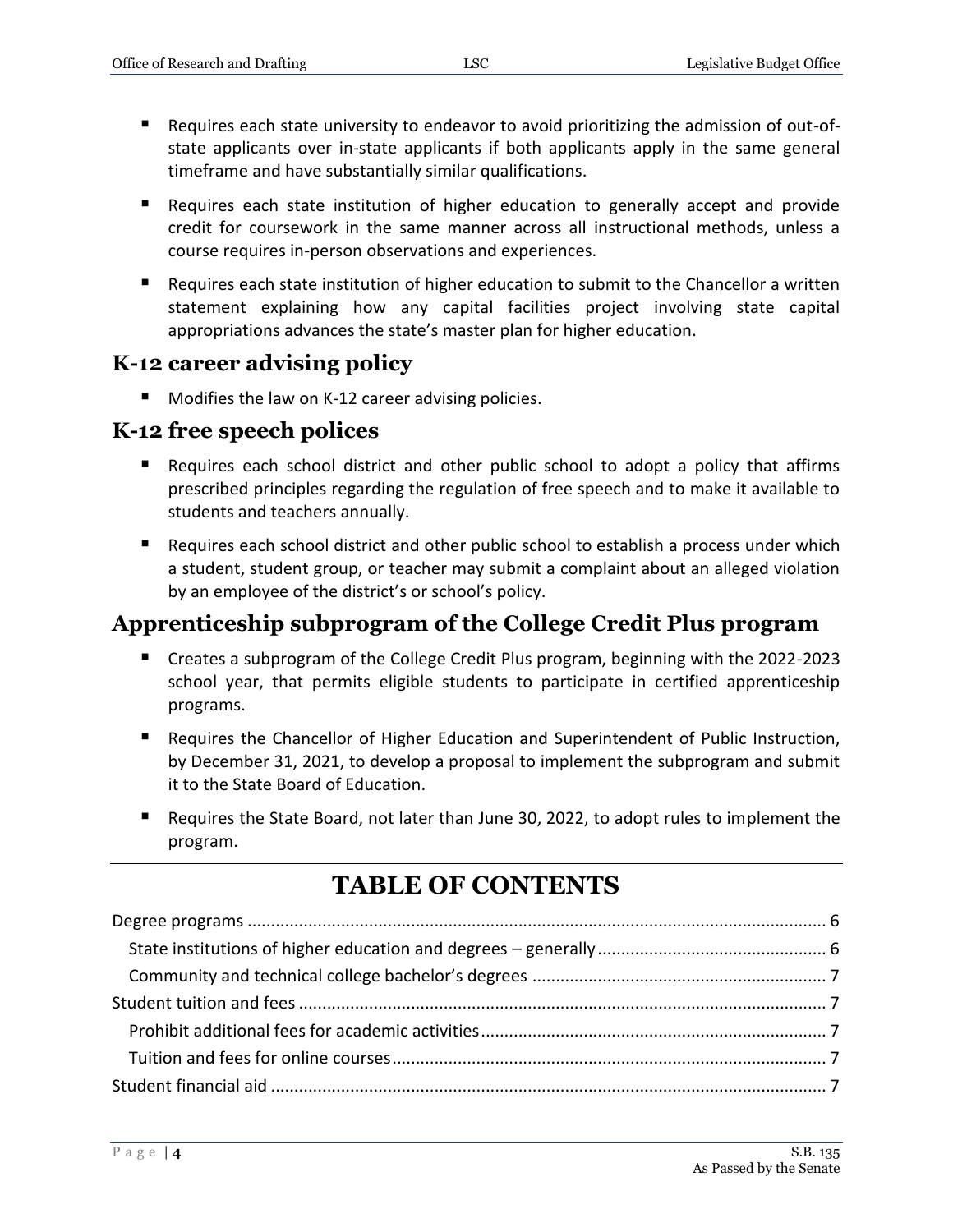- Requires each state university to endeavor to avoid prioritizing the admission of out-of-state applicants over in-state applicants if both applicants apply in the same general timeframe and have substantially similar qualifications.
- Requires each state institution of higher education to generally accept and provide credit for coursework in the same manner across all instructional methods, unless a course requires in-person observations and experiences.
- Requires each state institution of higher education to submit to the Chancellor a written statement explaining how any capital facilities project involving state capital appropriations advances the state's master plan for higher education.

## K-12 career advising policy

- Modifies the law on K-12 career advising policies.

## K-12 free speech polices

- Requires each school district and other public school to adopt a policy that affirms prescribed principles regarding the regulation of free speech and to make it available to students and teachers annually.
- Requires each school district and other public school to establish a process under which a student, student group, or teacher may submit a complaint about an alleged violation by an employee of the district's or school's policy.

## Apprenticeship subprogram of the College Credit Plus program

- Creates a subprogram of the College Credit Plus program, beginning with the 2022-2023 school year, that permits eligible students to participate in certified apprenticeship programs.
- Requires the Chancellor of Higher Education and Superintendent of Public Instruction, by December 31, 2021, to develop a proposal to implement the subprogram and submit it to the State Board of Education.
- Requires the State Board, not later than June 30, 2022, to adopt rules to implement the program.

# TABLE OF CONTENTS

Degree programs ........................................................................................................... 6
  State institutions of higher education and degrees – generally ................................................ 6
  Community and technical college bachelor's degrees ............................................................... 7
Student tuition and fees ................................................................................................. 7
  Prohibit additional fees for academic activities .......................................................................... 7
  Tuition and fees for online courses ............................................................................................ 7
Student financial aid ....................................................................................................... 7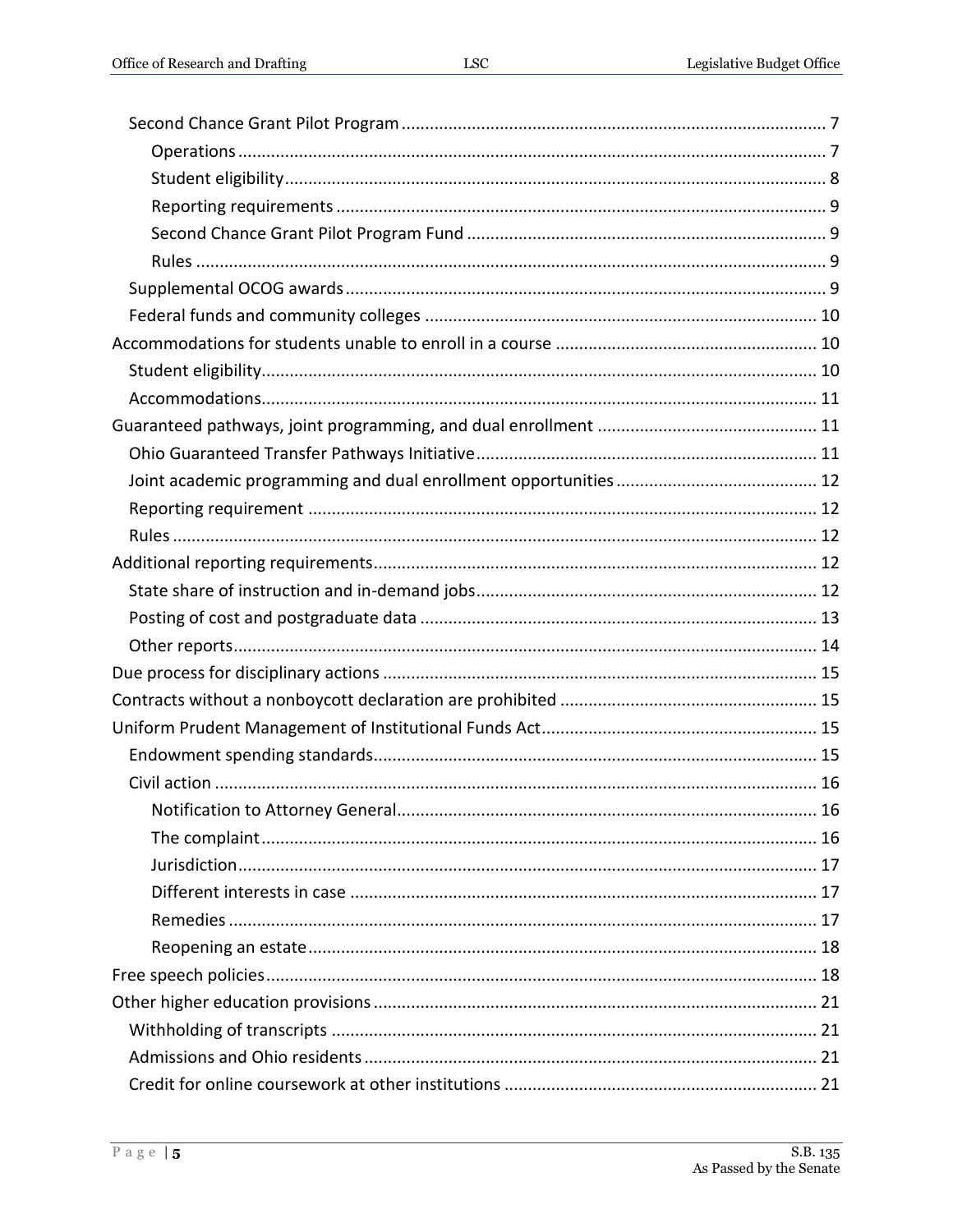- Second Chance Grant Pilot Program ........ 7
  - Operations ........ 7
  - Student eligibility ........ 8
  - Reporting requirements ........ 9
  - Second Chance Grant Pilot Program Fund ........ 9
  - Rules ........ 9
- Supplemental OCOG awards ........ 9
- Federal funds and community colleges ........ 10

Accommodations for students unable to enroll in a course ........ 10

- Student eligibility ........ 10
- Accommodations ........ 11

Guaranteed pathways, joint programming, and dual enrollment ........ 11

- Ohio Guaranteed Transfer Pathways Initiative ........ 11
- Joint academic programming and dual enrollment opportunities ........ 12
- Reporting requirement ........ 12
- Rules ........ 12

Additional reporting requirements ........ 12

- State share of instruction and in-demand jobs ........ 12
- Posting of cost and postgraduate data ........ 13
- Other reports ........ 14

Due process for disciplinary actions ........ 15

Contracts without a nonboycott declaration are prohibited ........ 15

Uniform Prudent Management of Institutional Funds Act ........ 15

- Endowment spending standards ........ 15
- Civil action ........ 16
  - Notification to Attorney General ........ 16
  - The complaint ........ 16
  - Jurisdiction ........ 17
  - Different interests in case ........ 17
  - Remedies ........ 17
  - Reopening an estate ........ 18

Free speech policies ........ 18

Other higher education provisions ........ 21

- Withholding of transcripts ........ 21
- Admissions and Ohio residents ........ 21
- Credit for online coursework at other institutions ........ 21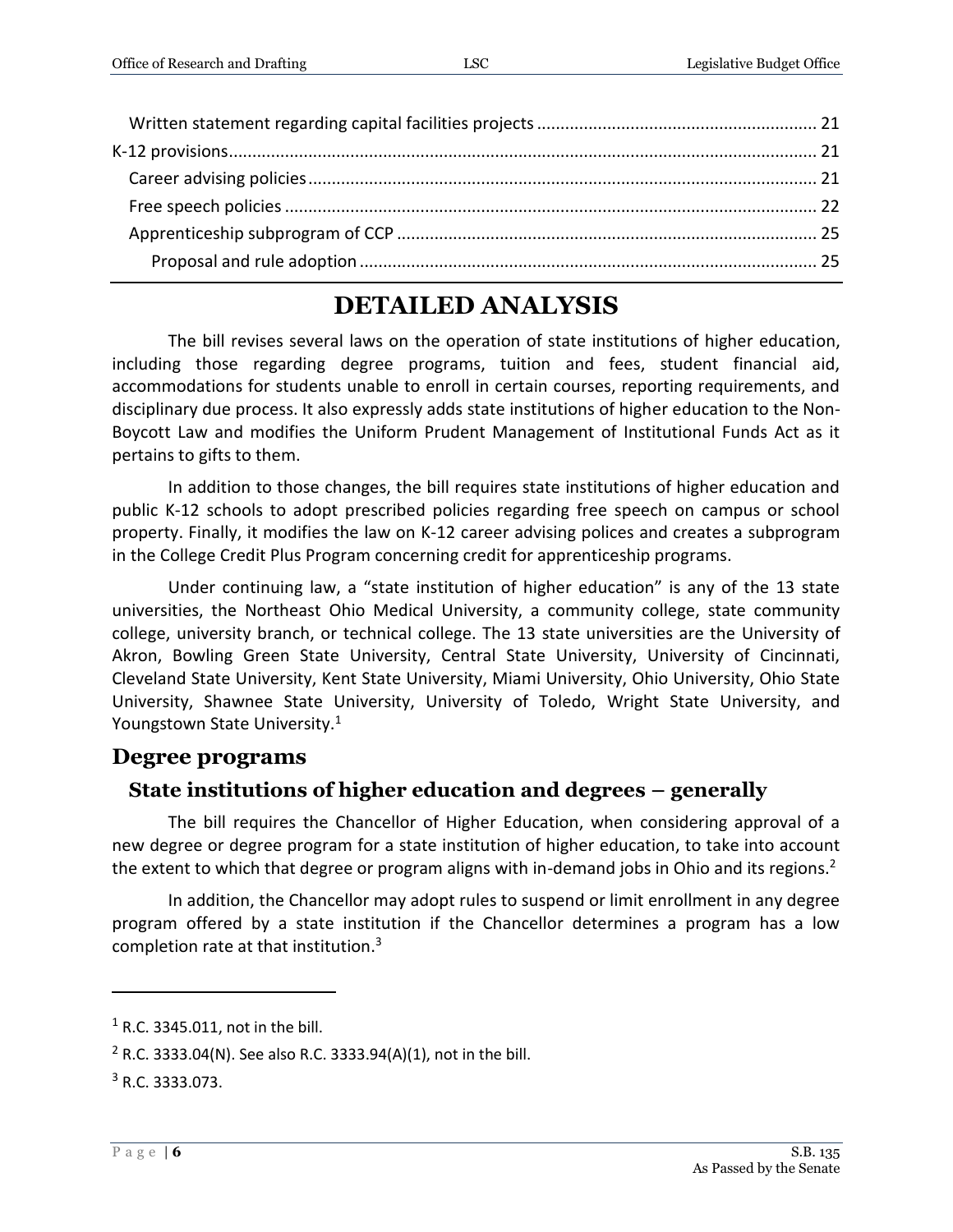Written statement regarding capital facilities projects ........................................................... 21

K-12 provisions ............................................................................................................................ 21

Career advising policies ........................................................................................................... 21

Free speech policies ................................................................................................................ 22

Apprenticeship subprogram of CCP ........................................................................................ 25

Proposal and rule adoption ................................................................................................ 25

# DETAILED ANALYSIS

The bill revises several laws on the operation of state institutions of higher education, including those regarding degree programs, tuition and fees, student financial aid, accommodations for students unable to enroll in certain courses, reporting requirements, and disciplinary due process. It also expressly adds state institutions of higher education to the Non-Boycott Law and modifies the Uniform Prudent Management of Institutional Funds Act as it pertains to gifts to them.

In addition to those changes, the bill requires state institutions of higher education and public K-12 schools to adopt prescribed policies regarding free speech on campus or school property. Finally, it modifies the law on K-12 career advising polices and creates a subprogram in the College Credit Plus Program concerning credit for apprenticeship programs.

Under continuing law, a "state institution of higher education" is any of the 13 state universities, the Northeast Ohio Medical University, a community college, state community college, university branch, or technical college. The 13 state universities are the University of Akron, Bowling Green State University, Central State University, University of Cincinnati, Cleveland State University, Kent State University, Miami University, Ohio University, Ohio State University, Shawnee State University, University of Toledo, Wright State University, and Youngstown State University.[1]

## Degree programs

### State institutions of higher education and degrees – generally

The bill requires the Chancellor of Higher Education, when considering approval of a new degree or degree program for a state institution of higher education, to take into account the extent to which that degree or program aligns with in-demand jobs in Ohio and its regions.[2]

In addition, the Chancellor may adopt rules to suspend or limit enrollment in any degree program offered by a state institution if the Chancellor determines a program has a low completion rate at that institution.[3]

---

[1] R.C. 3345.011, not in the bill.

[2] R.C. 3333.04(N). See also R.C. 3333.94(A)(1), not in the bill.

[3] R.C. 3333.073.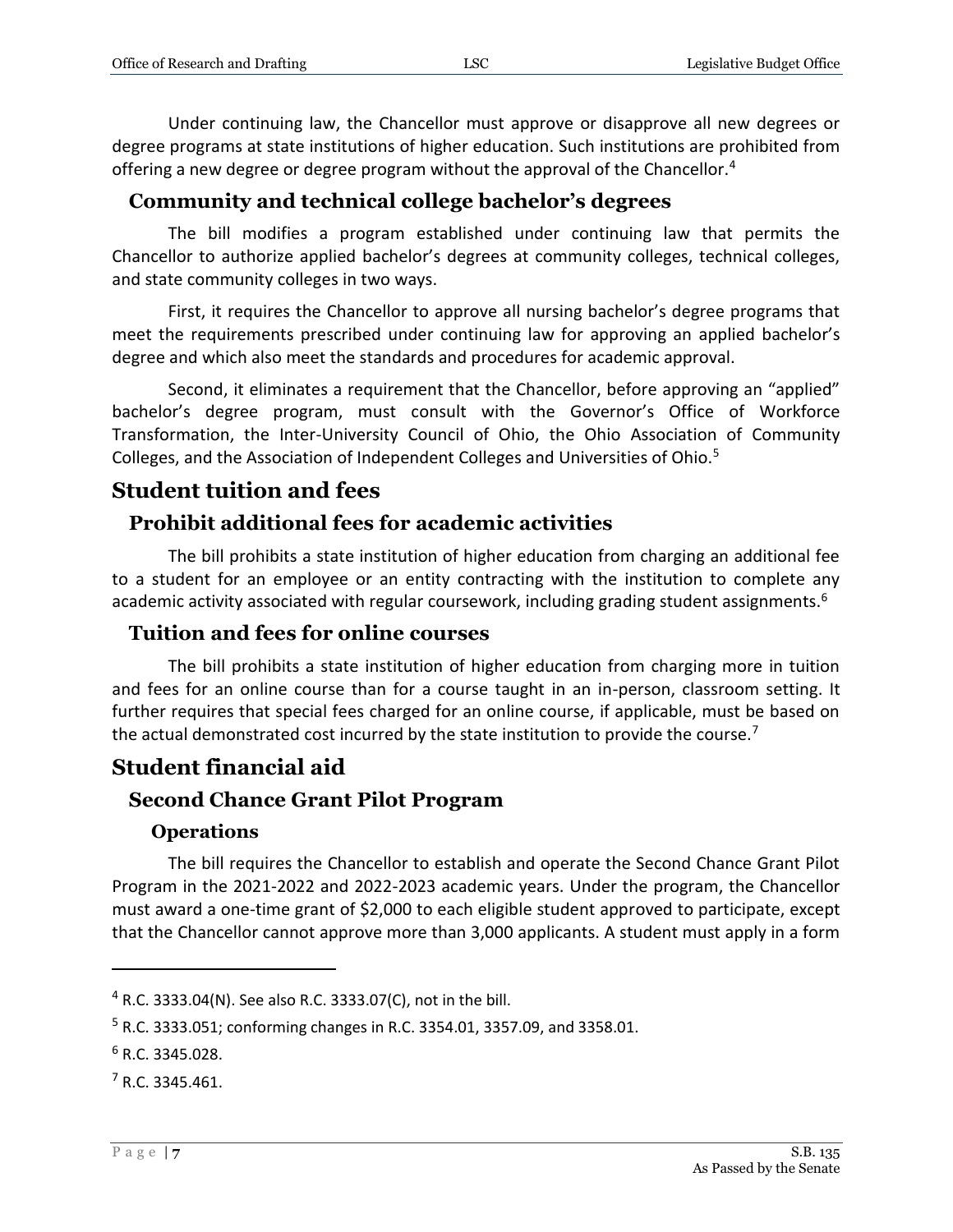Under continuing law, the Chancellor must approve or disapprove all new degrees or degree programs at state institutions of higher education. Such institutions are prohibited from offering a new degree or degree program without the approval of the Chancellor.[4]

### Community and technical college bachelor's degrees

The bill modifies a program established under continuing law that permits the Chancellor to authorize applied bachelor's degrees at community colleges, technical colleges, and state community colleges in two ways.

First, it requires the Chancellor to approve all nursing bachelor's degree programs that meet the requirements prescribed under continuing law for approving an applied bachelor's degree and which also meet the standards and procedures for academic approval.

Second, it eliminates a requirement that the Chancellor, before approving an "applied" bachelor's degree program, must consult with the Governor's Office of Workforce Transformation, the Inter-University Council of Ohio, the Ohio Association of Community Colleges, and the Association of Independent Colleges and Universities of Ohio.[5]

## Student tuition and fees

### Prohibit additional fees for academic activities

The bill prohibits a state institution of higher education from charging an additional fee to a student for an employee or an entity contracting with the institution to complete any academic activity associated with regular coursework, including grading student assignments.[6]

### Tuition and fees for online courses

The bill prohibits a state institution of higher education from charging more in tuition and fees for an online course than for a course taught in an in-person, classroom setting. It further requires that special fees charged for an online course, if applicable, must be based on the actual demonstrated cost incurred by the state institution to provide the course.[7]

## Student financial aid

### Second Chance Grant Pilot Program

#### Operations

The bill requires the Chancellor to establish and operate the Second Chance Grant Pilot Program in the 2021-2022 and 2022-2023 academic years. Under the program, the Chancellor must award a one-time grant of $2,000 to each eligible student approved to participate, except that the Chancellor cannot approve more than 3,000 applicants. A student must apply in a form

---

[4] R.C. 3333.04(N). See also R.C. 3333.07(C), not in the bill.

[5] R.C. 3333.051; conforming changes in R.C. 3354.01, 3357.09, and 3358.01.

[6] R.C. 3345.028.

[7] R.C. 3345.461.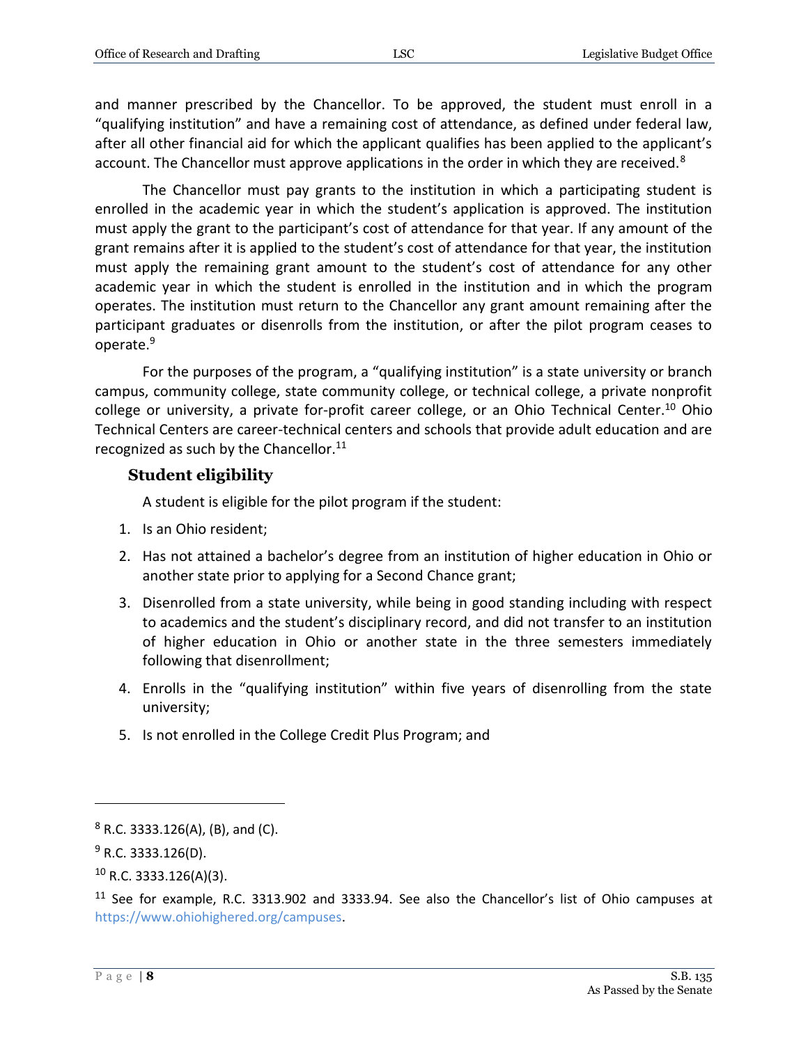and manner prescribed by the Chancellor. To be approved, the student must enroll in a "qualifying institution" and have a remaining cost of attendance, as defined under federal law, after all other financial aid for which the applicant qualifies has been applied to the applicant's account. The Chancellor must approve applications in the order in which they are received.[8]

The Chancellor must pay grants to the institution in which a participating student is enrolled in the academic year in which the student's application is approved. The institution must apply the grant to the participant's cost of attendance for that year. If any amount of the grant remains after it is applied to the student's cost of attendance for that year, the institution must apply the remaining grant amount to the student's cost of attendance for any other academic year in which the student is enrolled in the institution and in which the program operates. The institution must return to the Chancellor any grant amount remaining after the participant graduates or disenrolls from the institution, or after the pilot program ceases to operate.[9]

For the purposes of the program, a "qualifying institution" is a state university or branch campus, community college, state community college, or technical college, a private nonprofit college or university, a private for-profit career college, or an Ohio Technical Center.[10] Ohio Technical Centers are career-technical centers and schools that provide adult education and are recognized as such by the Chancellor.[11]

### Student eligibility

A student is eligible for the pilot program if the student:

1. Is an Ohio resident;
2. Has not attained a bachelor's degree from an institution of higher education in Ohio or another state prior to applying for a Second Chance grant;
3. Disenrolled from a state university, while being in good standing including with respect to academics and the student's disciplinary record, and did not transfer to an institution of higher education in Ohio or another state in the three semesters immediately following that disenrollment;
4. Enrolls in the "qualifying institution" within five years of disenrolling from the state university;
5. Is not enrolled in the College Credit Plus Program; and

---

[8] R.C. 3333.126(A), (B), and (C).

[9] R.C. 3333.126(D).

[10] R.C. 3333.126(A)(3).

[11] See for example, R.C. 3313.902 and 3333.94. See also the Chancellor's list of Ohio campuses at https://www.ohiohighered.org/campuses.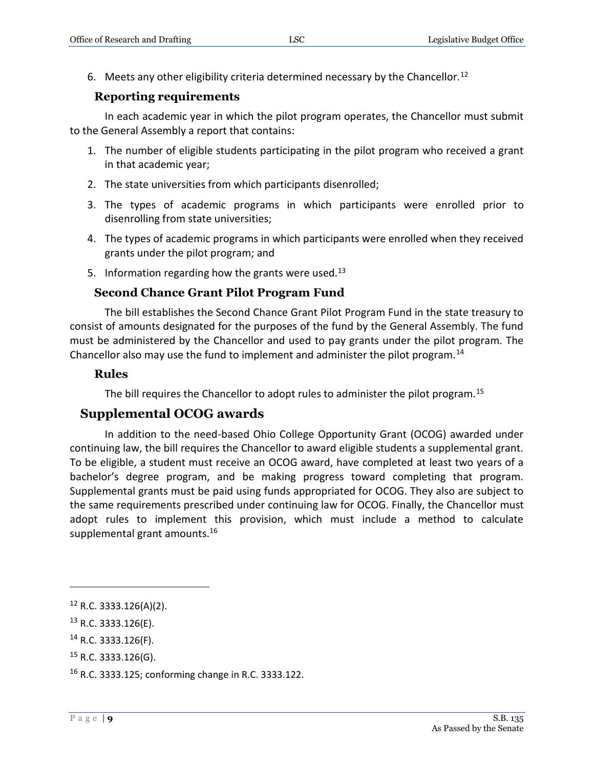6. Meets any other eligibility criteria determined necessary by the Chancellor.[12]

### Reporting requirements

In each academic year in which the pilot program operates, the Chancellor must submit to the General Assembly a report that contains:

1. The number of eligible students participating in the pilot program who received a grant in that academic year;
2. The state universities from which participants disenrolled;
3. The types of academic programs in which participants were enrolled prior to disenrolling from state universities;
4. The types of academic programs in which participants were enrolled when they received grants under the pilot program; and
5. Information regarding how the grants were used.[13]

### Second Chance Grant Pilot Program Fund

The bill establishes the Second Chance Grant Pilot Program Fund in the state treasury to consist of amounts designated for the purposes of the fund by the General Assembly. The fund must be administered by the Chancellor and used to pay grants under the pilot program. The Chancellor also may use the fund to implement and administer the pilot program.[14]

### Rules

The bill requires the Chancellor to adopt rules to administer the pilot program.[15]

## Supplemental OCOG awards

In addition to the need-based Ohio College Opportunity Grant (OCOG) awarded under continuing law, the bill requires the Chancellor to award eligible students a supplemental grant. To be eligible, a student must receive an OCOG award, have completed at least two years of a bachelor's degree program, and be making progress toward completing that program. Supplemental grants must be paid using funds appropriated for OCOG. They also are subject to the same requirements prescribed under continuing law for OCOG. Finally, the Chancellor must adopt rules to implement this provision, which must include a method to calculate supplemental grant amounts.[16]

---

[12] R.C. 3333.126(A)(2).

[13] R.C. 3333.126(E).

[14] R.C. 3333.126(F).

[15] R.C. 3333.126(G).

[16] R.C. 3333.125; conforming change in R.C. 3333.122.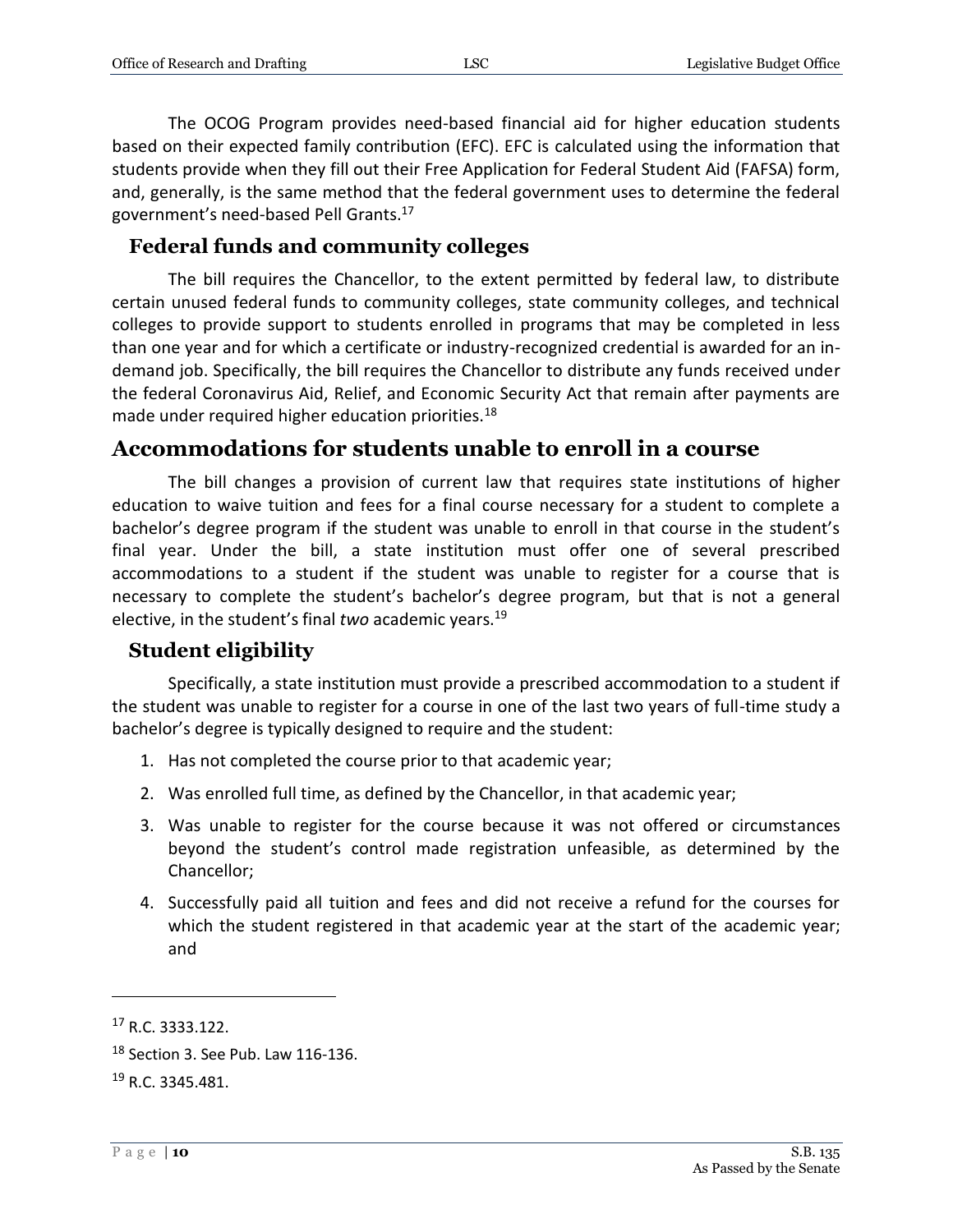The OCOG Program provides need-based financial aid for higher education students based on their expected family contribution (EFC). EFC is calculated using the information that students provide when they fill out their Free Application for Federal Student Aid (FAFSA) form, and, generally, is the same method that the federal government uses to determine the federal government's need-based Pell Grants.[17]

### Federal funds and community colleges

The bill requires the Chancellor, to the extent permitted by federal law, to distribute certain unused federal funds to community colleges, state community colleges, and technical colleges to provide support to students enrolled in programs that may be completed in less than one year and for which a certificate or industry-recognized credential is awarded for an in-demand job. Specifically, the bill requires the Chancellor to distribute any funds received under the federal Coronavirus Aid, Relief, and Economic Security Act that remain after payments are made under required higher education priorities.[18]

## Accommodations for students unable to enroll in a course

The bill changes a provision of current law that requires state institutions of higher education to waive tuition and fees for a final course necessary for a student to complete a bachelor's degree program if the student was unable to enroll in that course in the student's final year. Under the bill, a state institution must offer one of several prescribed accommodations to a student if the student was unable to register for a course that is necessary to complete the student's bachelor's degree program, but that is not a general elective, in the student's final *two* academic years.[19]

### Student eligibility

Specifically, a state institution must provide a prescribed accommodation to a student if the student was unable to register for a course in one of the last two years of full-time study a bachelor's degree is typically designed to require and the student:

1. Has not completed the course prior to that academic year;
2. Was enrolled full time, as defined by the Chancellor, in that academic year;
3. Was unable to register for the course because it was not offered or circumstances beyond the student's control made registration unfeasible, as determined by the Chancellor;
4. Successfully paid all tuition and fees and did not receive a refund for the courses for which the student registered in that academic year at the start of the academic year; and

---

[17] R.C. 3333.122.

[18] Section 3. See Pub. Law 116-136.

[19] R.C. 3345.481.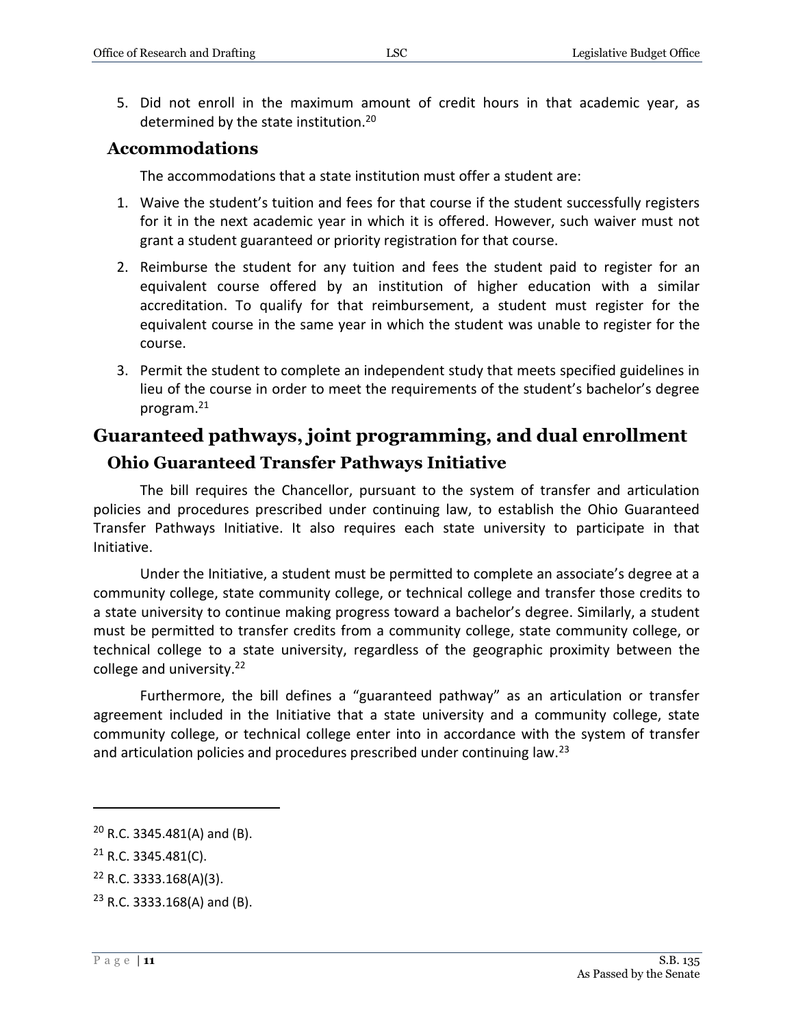5. Did not enroll in the maximum amount of credit hours in that academic year, as determined by the state institution.[20]

### Accommodations

The accommodations that a state institution must offer a student are:

1. Waive the student's tuition and fees for that course if the student successfully registers for it in the next academic year in which it is offered. However, such waiver must not grant a student guaranteed or priority registration for that course.
2. Reimburse the student for any tuition and fees the student paid to register for an equivalent course offered by an institution of higher education with a similar accreditation. To qualify for that reimbursement, a student must register for the equivalent course in the same year in which the student was unable to register for the course.
3. Permit the student to complete an independent study that meets specified guidelines in lieu of the course in order to meet the requirements of the student's bachelor's degree program.[21]

## Guaranteed pathways, joint programming, and dual enrollment

### Ohio Guaranteed Transfer Pathways Initiative

The bill requires the Chancellor, pursuant to the system of transfer and articulation policies and procedures prescribed under continuing law, to establish the Ohio Guaranteed Transfer Pathways Initiative. It also requires each state university to participate in that Initiative.

Under the Initiative, a student must be permitted to complete an associate's degree at a community college, state community college, or technical college and transfer those credits to a state university to continue making progress toward a bachelor's degree. Similarly, a student must be permitted to transfer credits from a community college, state community college, or technical college to a state university, regardless of the geographic proximity between the college and university.[22]

Furthermore, the bill defines a "guaranteed pathway" as an articulation or transfer agreement included in the Initiative that a state university and a community college, state community college, or technical college enter into in accordance with the system of transfer and articulation policies and procedures prescribed under continuing law.[23]

---

[20] R.C. 3345.481(A) and (B).

[21] R.C. 3345.481(C).

[22] R.C. 3333.168(A)(3).

[23] R.C. 3333.168(A) and (B).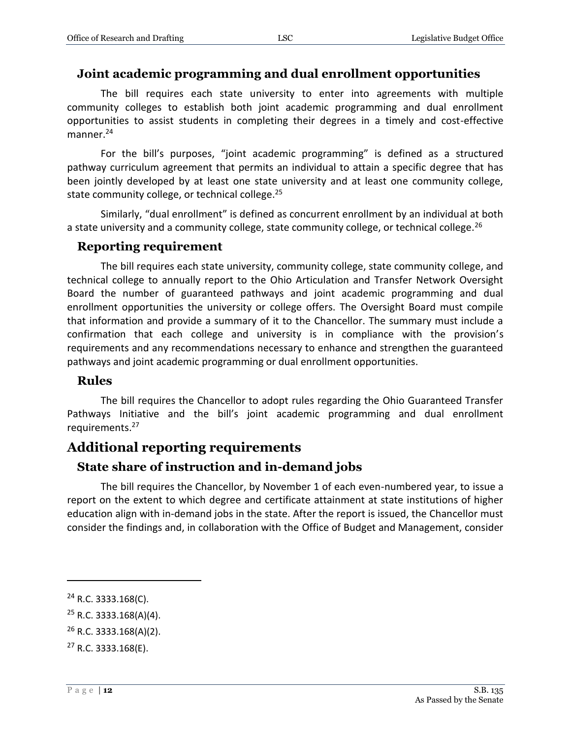### Joint academic programming and dual enrollment opportunities

The bill requires each state university to enter into agreements with multiple community colleges to establish both joint academic programming and dual enrollment opportunities to assist students in completing their degrees in a timely and cost-effective manner.[24]

For the bill's purposes, "joint academic programming" is defined as a structured pathway curriculum agreement that permits an individual to attain a specific degree that has been jointly developed by at least one state university and at least one community college, state community college, or technical college.[25]

Similarly, "dual enrollment" is defined as concurrent enrollment by an individual at both a state university and a community college, state community college, or technical college.[26]

### Reporting requirement

The bill requires each state university, community college, state community college, and technical college to annually report to the Ohio Articulation and Transfer Network Oversight Board the number of guaranteed pathways and joint academic programming and dual enrollment opportunities the university or college offers. The Oversight Board must compile that information and provide a summary of it to the Chancellor. The summary must include a confirmation that each college and university is in compliance with the provision's requirements and any recommendations necessary to enhance and strengthen the guaranteed pathways and joint academic programming or dual enrollment opportunities.

### Rules

The bill requires the Chancellor to adopt rules regarding the Ohio Guaranteed Transfer Pathways Initiative and the bill's joint academic programming and dual enrollment requirements.[27]

## Additional reporting requirements

### State share of instruction and in-demand jobs

The bill requires the Chancellor, by November 1 of each even-numbered year, to issue a report on the extent to which degree and certificate attainment at state institutions of higher education align with in-demand jobs in the state. After the report is issued, the Chancellor must consider the findings and, in collaboration with the Office of Budget and Management, consider

---

[24] R.C. 3333.168(C).

[25] R.C. 3333.168(A)(4).

[26] R.C. 3333.168(A)(2).

[27] R.C. 3333.168(E).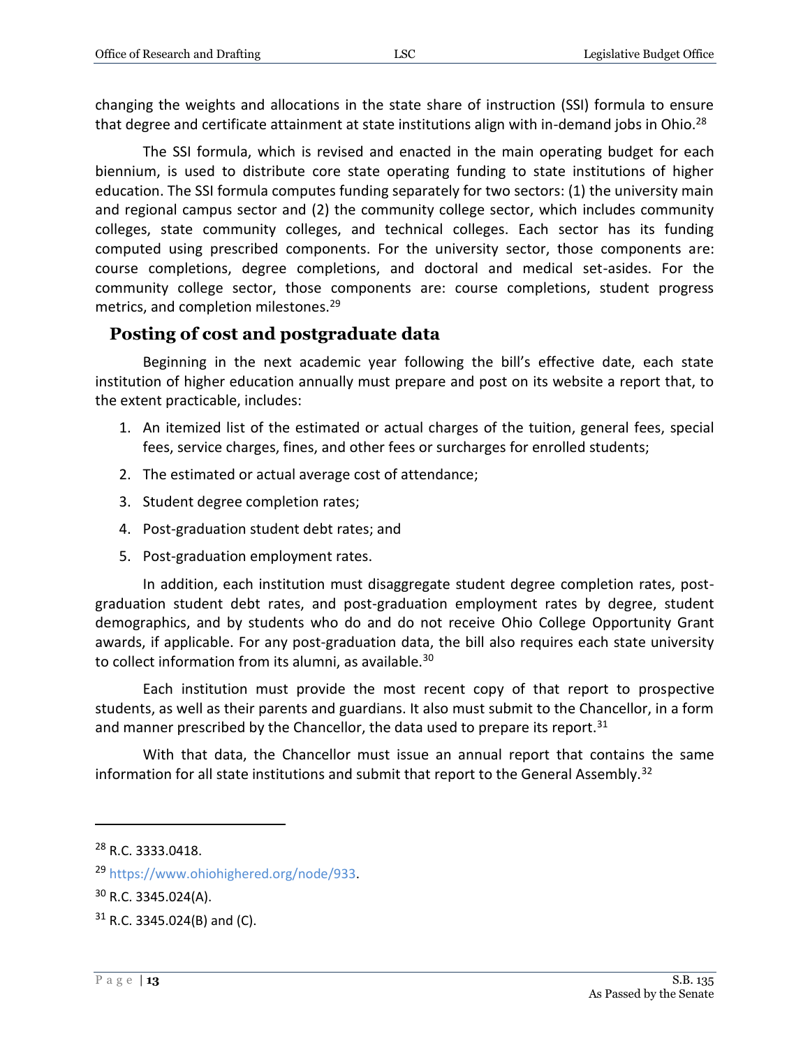changing the weights and allocations in the state share of instruction (SSI) formula to ensure that degree and certificate attainment at state institutions align with in-demand jobs in Ohio.[28]

The SSI formula, which is revised and enacted in the main operating budget for each biennium, is used to distribute core state operating funding to state institutions of higher education. The SSI formula computes funding separately for two sectors: (1) the university main and regional campus sector and (2) the community college sector, which includes community colleges, state community colleges, and technical colleges. Each sector has its funding computed using prescribed components. For the university sector, those components are: course completions, degree completions, and doctoral and medical set-asides. For the community college sector, those components are: course completions, student progress metrics, and completion milestones.[29]

## Posting of cost and postgraduate data

Beginning in the next academic year following the bill's effective date, each state institution of higher education annually must prepare and post on its website a report that, to the extent practicable, includes:

1. An itemized list of the estimated or actual charges of the tuition, general fees, special fees, service charges, fines, and other fees or surcharges for enrolled students;
2. The estimated or actual average cost of attendance;
3. Student degree completion rates;
4. Post-graduation student debt rates; and
5. Post-graduation employment rates.

In addition, each institution must disaggregate student degree completion rates, post-graduation student debt rates, and post-graduation employment rates by degree, student demographics, and by students who do and do not receive Ohio College Opportunity Grant awards, if applicable. For any post-graduation data, the bill also requires each state university to collect information from its alumni, as available.[30]

Each institution must provide the most recent copy of that report to prospective students, as well as their parents and guardians. It also must submit to the Chancellor, in a form and manner prescribed by the Chancellor, the data used to prepare its report.[31]

With that data, the Chancellor must issue an annual report that contains the same information for all state institutions and submit that report to the General Assembly.[32]

---

[28] R.C. 3333.0418.

[29] https://www.ohiohighered.org/node/933.

[30] R.C. 3345.024(A).

[31] R.C. 3345.024(B) and (C).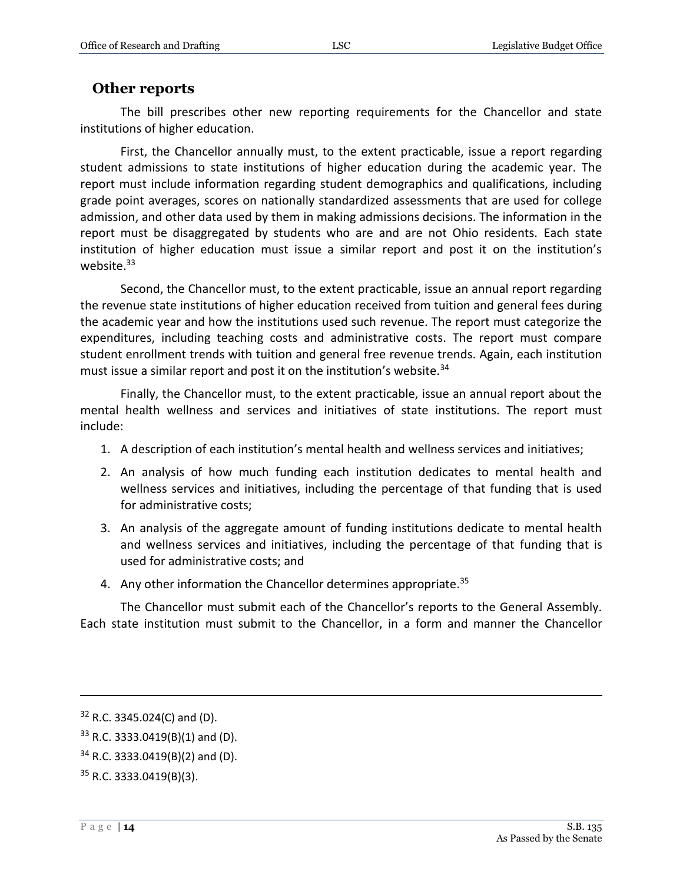## Other reports

The bill prescribes other new reporting requirements for the Chancellor and state institutions of higher education.

First, the Chancellor annually must, to the extent practicable, issue a report regarding student admissions to state institutions of higher education during the academic year. The report must include information regarding student demographics and qualifications, including grade point averages, scores on nationally standardized assessments that are used for college admission, and other data used by them in making admissions decisions. The information in the report must be disaggregated by students who are and are not Ohio residents. Each state institution of higher education must issue a similar report and post it on the institution's website.[33]

Second, the Chancellor must, to the extent practicable, issue an annual report regarding the revenue state institutions of higher education received from tuition and general fees during the academic year and how the institutions used such revenue. The report must categorize the expenditures, including teaching costs and administrative costs. The report must compare student enrollment trends with tuition and general free revenue trends. Again, each institution must issue a similar report and post it on the institution's website.[34]

Finally, the Chancellor must, to the extent practicable, issue an annual report about the mental health wellness and services and initiatives of state institutions. The report must include:

1. A description of each institution's mental health and wellness services and initiatives;
2. An analysis of how much funding each institution dedicates to mental health and wellness services and initiatives, including the percentage of that funding that is used for administrative costs;
3. An analysis of the aggregate amount of funding institutions dedicate to mental health and wellness services and initiatives, including the percentage of that funding that is used for administrative costs; and
4. Any other information the Chancellor determines appropriate.[35]

The Chancellor must submit each of the Chancellor's reports to the General Assembly. Each state institution must submit to the Chancellor, in a form and manner the Chancellor

---

[32] R.C. 3345.024(C) and (D).

[33] R.C. 3333.0419(B)(1) and (D).

[34] R.C. 3333.0419(B)(2) and (D).

[35] R.C. 3333.0419(B)(3).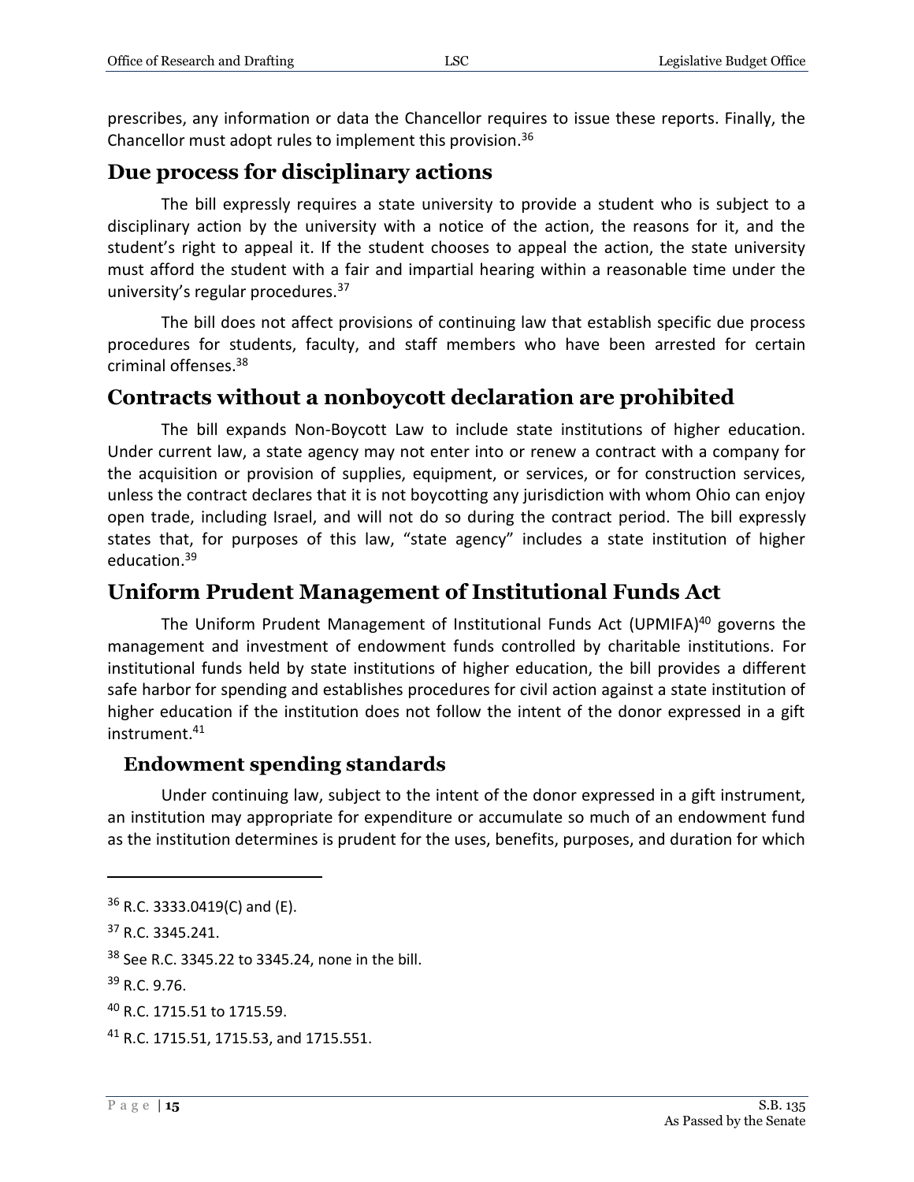prescribes, any information or data the Chancellor requires to issue these reports. Finally, the Chancellor must adopt rules to implement this provision.[36]

## Due process for disciplinary actions

The bill expressly requires a state university to provide a student who is subject to a disciplinary action by the university with a notice of the action, the reasons for it, and the student's right to appeal it. If the student chooses to appeal the action, the state university must afford the student with a fair and impartial hearing within a reasonable time under the university's regular procedures.[37]

The bill does not affect provisions of continuing law that establish specific due process procedures for students, faculty, and staff members who have been arrested for certain criminal offenses.[38]

## Contracts without a nonboycott declaration are prohibited

The bill expands Non-Boycott Law to include state institutions of higher education. Under current law, a state agency may not enter into or renew a contract with a company for the acquisition or provision of supplies, equipment, or services, or for construction services, unless the contract declares that it is not boycotting any jurisdiction with whom Ohio can enjoy open trade, including Israel, and will not do so during the contract period. The bill expressly states that, for purposes of this law, "state agency" includes a state institution of higher education.[39]

## Uniform Prudent Management of Institutional Funds Act

The Uniform Prudent Management of Institutional Funds Act (UPMIFA)[40] governs the management and investment of endowment funds controlled by charitable institutions. For institutional funds held by state institutions of higher education, the bill provides a different safe harbor for spending and establishes procedures for civil action against a state institution of higher education if the institution does not follow the intent of the donor expressed in a gift instrument.[41]

### Endowment spending standards

Under continuing law, subject to the intent of the donor expressed in a gift instrument, an institution may appropriate for expenditure or accumulate so much of an endowment fund as the institution determines is prudent for the uses, benefits, purposes, and duration for which

---

[36] R.C. 3333.0419(C) and (E).

[37] R.C. 3345.241.

[38] See R.C. 3345.22 to 3345.24, none in the bill.

[39] R.C. 9.76.

[40] R.C. 1715.51 to 1715.59.

[41] R.C. 1715.51, 1715.53, and 1715.551.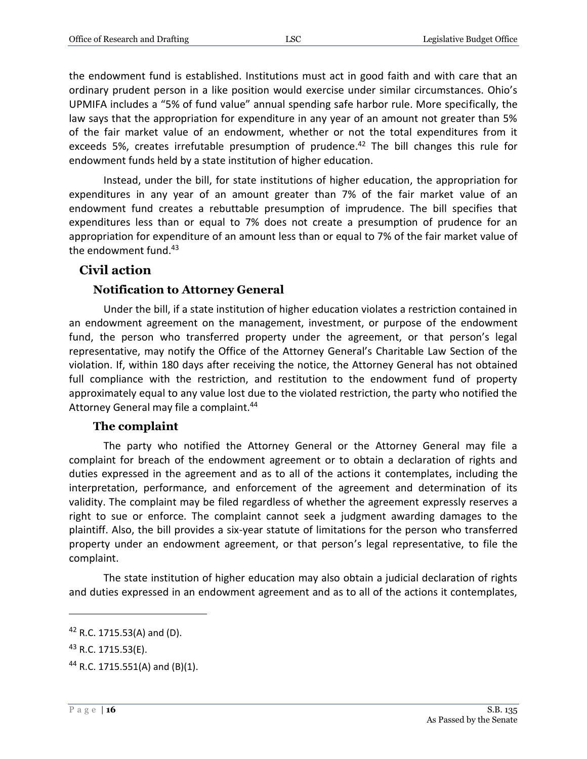the endowment fund is established. Institutions must act in good faith and with care that an ordinary prudent person in a like position would exercise under similar circumstances. Ohio's UPMIFA includes a "5% of fund value" annual spending safe harbor rule. More specifically, the law says that the appropriation for expenditure in any year of an amount not greater than 5% of the fair market value of an endowment, whether or not the total expenditures from it exceeds 5%, creates irrefutable presumption of prudence.[42] The bill changes this rule for endowment funds held by a state institution of higher education.

Instead, under the bill, for state institutions of higher education, the appropriation for expenditures in any year of an amount greater than 7% of the fair market value of an endowment fund creates a rebuttable presumption of imprudence. The bill specifies that expenditures less than or equal to 7% does not create a presumption of prudence for an appropriation for expenditure of an amount less than or equal to 7% of the fair market value of the endowment fund.[43]

## Civil action

### Notification to Attorney General

Under the bill, if a state institution of higher education violates a restriction contained in an endowment agreement on the management, investment, or purpose of the endowment fund, the person who transferred property under the agreement, or that person's legal representative, may notify the Office of the Attorney General's Charitable Law Section of the violation. If, within 180 days after receiving the notice, the Attorney General has not obtained full compliance with the restriction, and restitution to the endowment fund of property approximately equal to any value lost due to the violated restriction, the party who notified the Attorney General may file a complaint.[44]

### The complaint

The party who notified the Attorney General or the Attorney General may file a complaint for breach of the endowment agreement or to obtain a declaration of rights and duties expressed in the agreement and as to all of the actions it contemplates, including the interpretation, performance, and enforcement of the agreement and determination of its validity. The complaint may be filed regardless of whether the agreement expressly reserves a right to sue or enforce. The complaint cannot seek a judgment awarding damages to the plaintiff. Also, the bill provides a six-year statute of limitations for the person who transferred property under an endowment agreement, or that person's legal representative, to file the complaint.

The state institution of higher education may also obtain a judicial declaration of rights and duties expressed in an endowment agreement and as to all of the actions it contemplates,

---

[42] R.C. 1715.53(A) and (D).

[43] R.C. 1715.53(E).

[44] R.C. 1715.551(A) and (B)(1).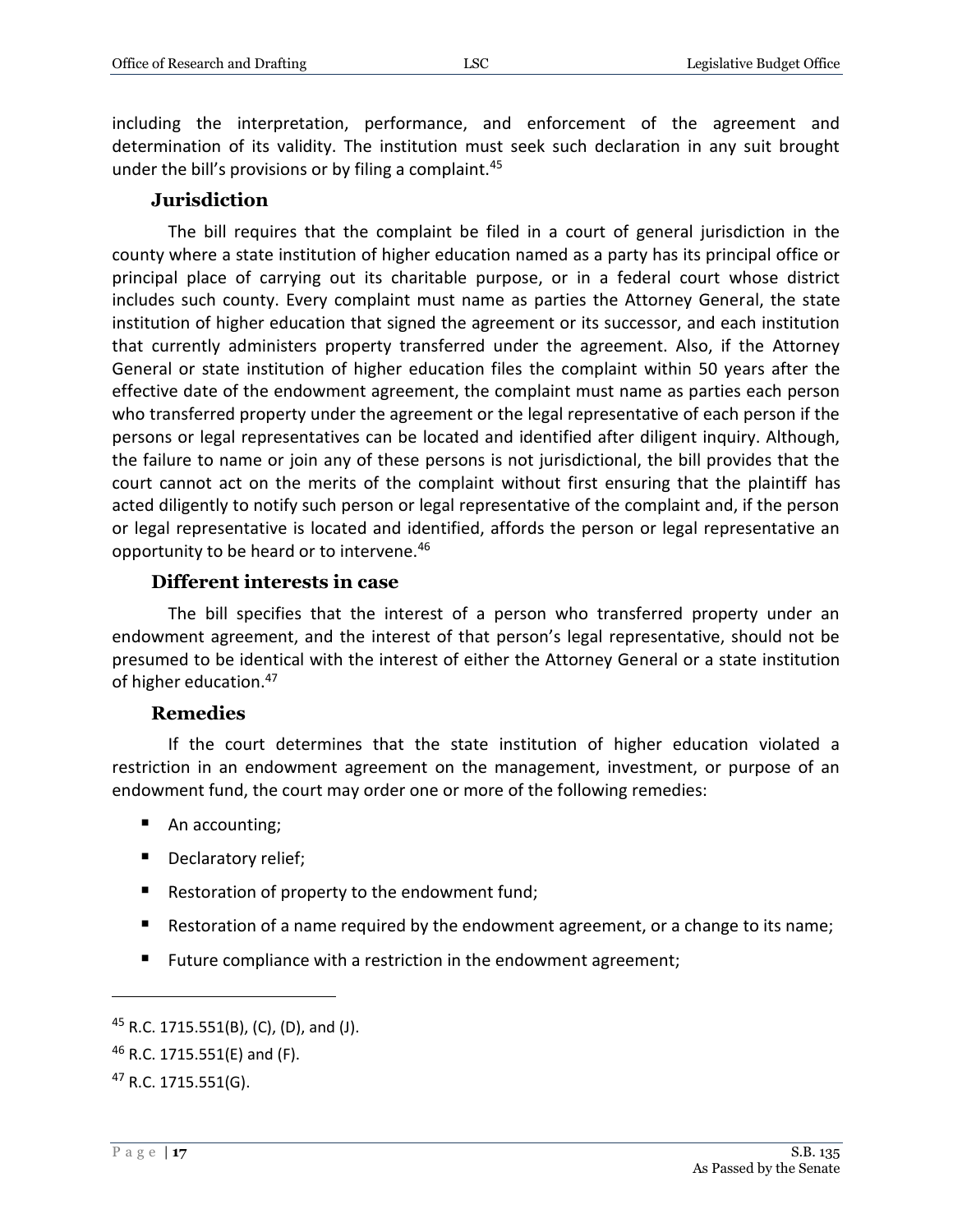including the interpretation, performance, and enforcement of the agreement and determination of its validity. The institution must seek such declaration in any suit brought under the bill's provisions or by filing a complaint.[45]

### Jurisdiction

The bill requires that the complaint be filed in a court of general jurisdiction in the county where a state institution of higher education named as a party has its principal office or principal place of carrying out its charitable purpose, or in a federal court whose district includes such county. Every complaint must name as parties the Attorney General, the state institution of higher education that signed the agreement or its successor, and each institution that currently administers property transferred under the agreement. Also, if the Attorney General or state institution of higher education files the complaint within 50 years after the effective date of the endowment agreement, the complaint must name as parties each person who transferred property under the agreement or the legal representative of each person if the persons or legal representatives can be located and identified after diligent inquiry. Although, the failure to name or join any of these persons is not jurisdictional, the bill provides that the court cannot act on the merits of the complaint without first ensuring that the plaintiff has acted diligently to notify such person or legal representative of the complaint and, if the person or legal representative is located and identified, affords the person or legal representative an opportunity to be heard or to intervene.[46]

### Different interests in case

The bill specifies that the interest of a person who transferred property under an endowment agreement, and the interest of that person's legal representative, should not be presumed to be identical with the interest of either the Attorney General or a state institution of higher education.[47]

### Remedies

If the court determines that the state institution of higher education violated a restriction in an endowment agreement on the management, investment, or purpose of an endowment fund, the court may order one or more of the following remedies:

- An accounting;
- Declaratory relief;
- Restoration of property to the endowment fund;
- Restoration of a name required by the endowment agreement, or a change to its name;
- Future compliance with a restriction in the endowment agreement;

---

[45] R.C. 1715.551(B), (C), (D), and (J).

[46] R.C. 1715.551(E) and (F).

[47] R.C. 1715.551(G).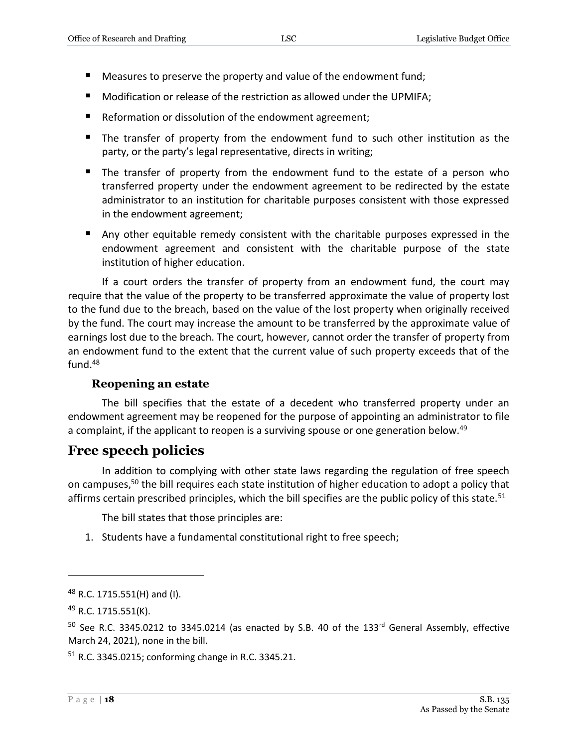- Measures to preserve the property and value of the endowment fund;
- Modification or release of the restriction as allowed under the UPMIFA;
- Reformation or dissolution of the endowment agreement;
- The transfer of property from the endowment fund to such other institution as the party, or the party's legal representative, directs in writing;
- The transfer of property from the endowment fund to the estate of a person who transferred property under the endowment agreement to be redirected by the estate administrator to an institution for charitable purposes consistent with those expressed in the endowment agreement;
- Any other equitable remedy consistent with the charitable purposes expressed in the endowment agreement and consistent with the charitable purpose of the state institution of higher education.

If a court orders the transfer of property from an endowment fund, the court may require that the value of the property to be transferred approximate the value of property lost to the fund due to the breach, based on the value of the lost property when originally received by the fund. The court may increase the amount to be transferred by the approximate value of earnings lost due to the breach. The court, however, cannot order the transfer of property from an endowment fund to the extent that the current value of such property exceeds that of the fund.[48]

### Reopening an estate

The bill specifies that the estate of a decedent who transferred property under an endowment agreement may be reopened for the purpose of appointing an administrator to file a complaint, if the applicant to reopen is a surviving spouse or one generation below.[49]

## Free speech policies

In addition to complying with other state laws regarding the regulation of free speech on campuses,[50] the bill requires each state institution of higher education to adopt a policy that affirms certain prescribed principles, which the bill specifies are the public policy of this state.[51]

The bill states that those principles are:

1. Students have a fundamental constitutional right to free speech;

---

[48] R.C. 1715.551(H) and (I).

[49] R.C. 1715.551(K).

[50] See R.C. 3345.0212 to 3345.0214 (as enacted by S.B. 40 of the 133rd General Assembly, effective March 24, 2021), none in the bill.

[51] R.C. 3345.0215; conforming change in R.C. 3345.21.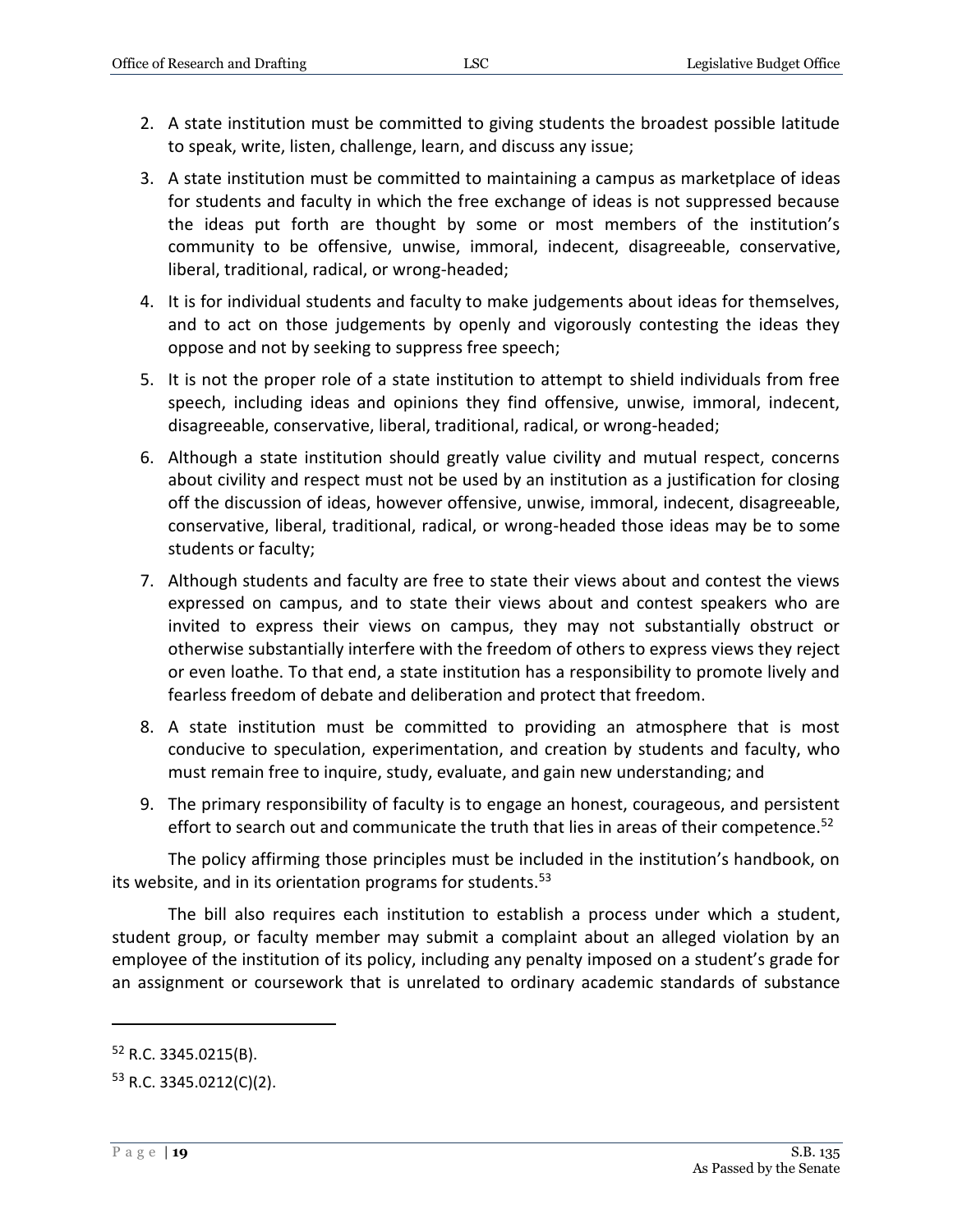2. A state institution must be committed to giving students the broadest possible latitude to speak, write, listen, challenge, learn, and discuss any issue;
3. A state institution must be committed to maintaining a campus as marketplace of ideas for students and faculty in which the free exchange of ideas is not suppressed because the ideas put forth are thought by some or most members of the institution's community to be offensive, unwise, immoral, indecent, disagreeable, conservative, liberal, traditional, radical, or wrong-headed;
4. It is for individual students and faculty to make judgements about ideas for themselves, and to act on those judgements by openly and vigorously contesting the ideas they oppose and not by seeking to suppress free speech;
5. It is not the proper role of a state institution to attempt to shield individuals from free speech, including ideas and opinions they find offensive, unwise, immoral, indecent, disagreeable, conservative, liberal, traditional, radical, or wrong-headed;
6. Although a state institution should greatly value civility and mutual respect, concerns about civility and respect must not be used by an institution as a justification for closing off the discussion of ideas, however offensive, unwise, immoral, indecent, disagreeable, conservative, liberal, traditional, radical, or wrong-headed those ideas may be to some students or faculty;
7. Although students and faculty are free to state their views about and contest the views expressed on campus, and to state their views about and contest speakers who are invited to express their views on campus, they may not substantially obstruct or otherwise substantially interfere with the freedom of others to express views they reject or even loathe. To that end, a state institution has a responsibility to promote lively and fearless freedom of debate and deliberation and protect that freedom.
8. A state institution must be committed to providing an atmosphere that is most conducive to speculation, experimentation, and creation by students and faculty, who must remain free to inquire, study, evaluate, and gain new understanding; and
9. The primary responsibility of faculty is to engage an honest, courageous, and persistent effort to search out and communicate the truth that lies in areas of their competence.[52]

The policy affirming those principles must be included in the institution's handbook, on its website, and in its orientation programs for students.[53]

The bill also requires each institution to establish a process under which a student, student group, or faculty member may submit a complaint about an alleged violation by an employee of the institution of its policy, including any penalty imposed on a student's grade for an assignment or coursework that is unrelated to ordinary academic standards of substance

---

[52] R.C. 3345.0215(B).

[53] R.C. 3345.0212(C)(2).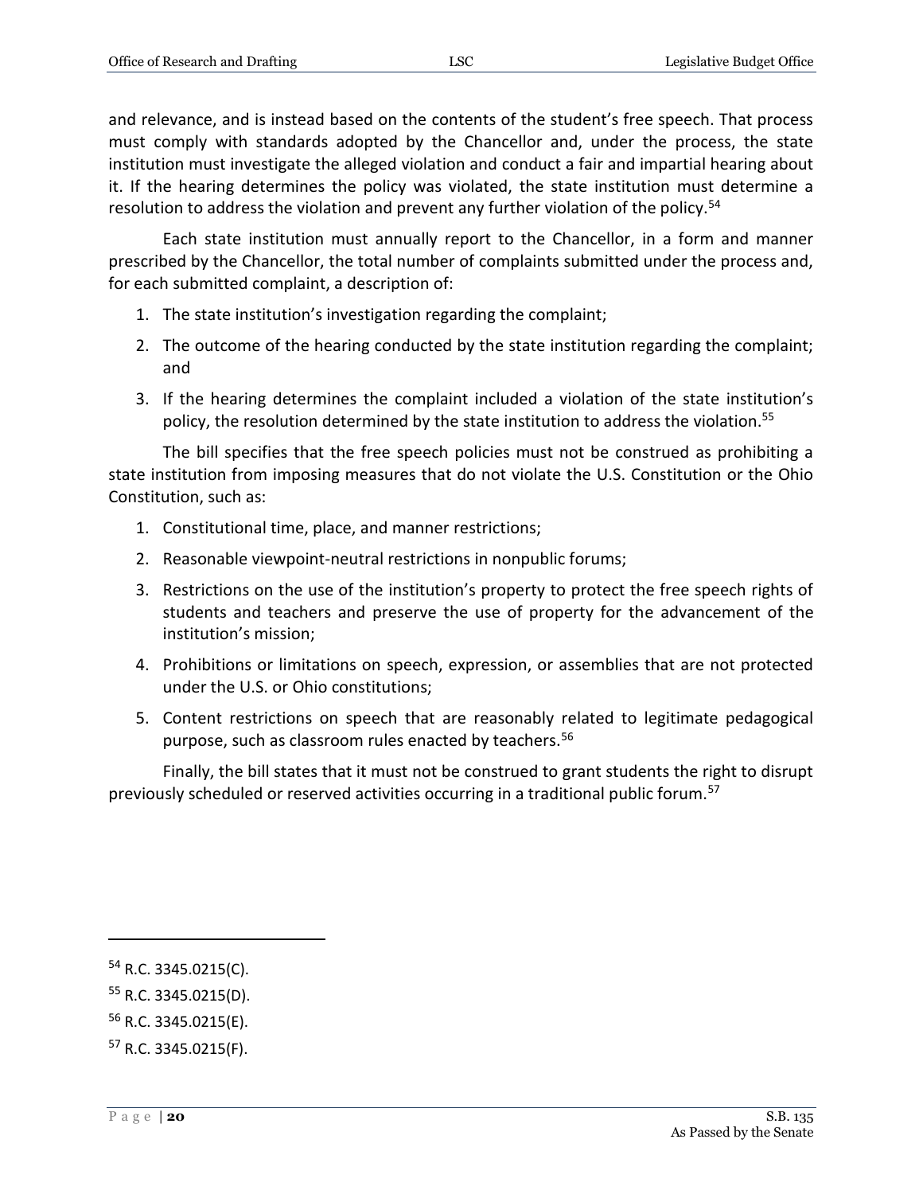and relevance, and is instead based on the contents of the student's free speech. That process must comply with standards adopted by the Chancellor and, under the process, the state institution must investigate the alleged violation and conduct a fair and impartial hearing about it. If the hearing determines the policy was violated, the state institution must determine a resolution to address the violation and prevent any further violation of the policy.[54]

Each state institution must annually report to the Chancellor, in a form and manner prescribed by the Chancellor, the total number of complaints submitted under the process and, for each submitted complaint, a description of:

1. The state institution's investigation regarding the complaint;
2. The outcome of the hearing conducted by the state institution regarding the complaint; and
3. If the hearing determines the complaint included a violation of the state institution's policy, the resolution determined by the state institution to address the violation.[55]

The bill specifies that the free speech policies must not be construed as prohibiting a state institution from imposing measures that do not violate the U.S. Constitution or the Ohio Constitution, such as:

1. Constitutional time, place, and manner restrictions;
2. Reasonable viewpoint-neutral restrictions in nonpublic forums;
3. Restrictions on the use of the institution's property to protect the free speech rights of students and teachers and preserve the use of property for the advancement of the institution's mission;
4. Prohibitions or limitations on speech, expression, or assemblies that are not protected under the U.S. or Ohio constitutions;
5. Content restrictions on speech that are reasonably related to legitimate pedagogical purpose, such as classroom rules enacted by teachers.[56]

Finally, the bill states that it must not be construed to grant students the right to disrupt previously scheduled or reserved activities occurring in a traditional public forum.[57]

---

[54] R.C. 3345.0215(C).

[55] R.C. 3345.0215(D).

[56] R.C. 3345.0215(E).

[57] R.C. 3345.0215(F).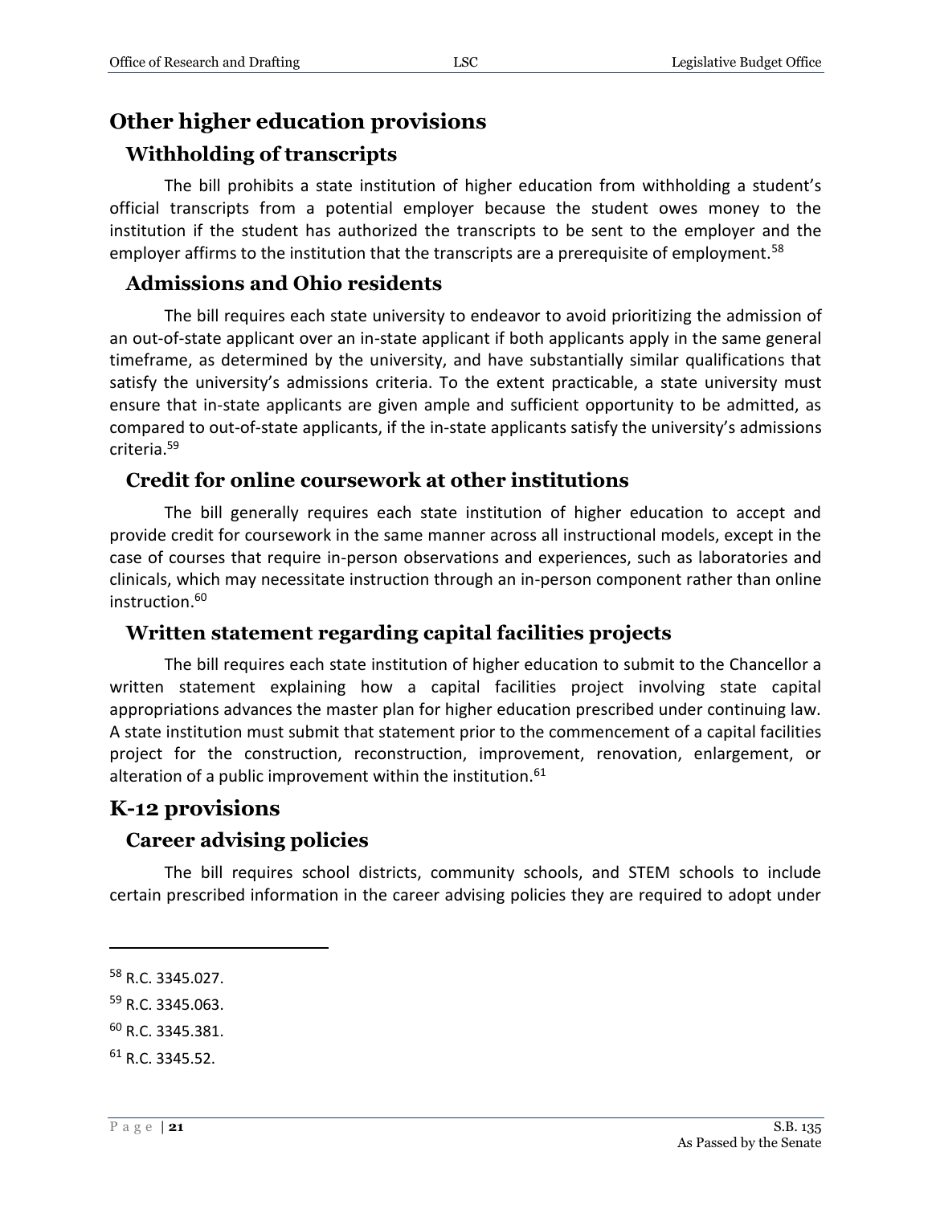## Other higher education provisions

### Withholding of transcripts

The bill prohibits a state institution of higher education from withholding a student's official transcripts from a potential employer because the student owes money to the institution if the student has authorized the transcripts to be sent to the employer and the employer affirms to the institution that the transcripts are a prerequisite of employment.[58]

### Admissions and Ohio residents

The bill requires each state university to endeavor to avoid prioritizing the admission of an out-of-state applicant over an in-state applicant if both applicants apply in the same general timeframe, as determined by the university, and have substantially similar qualifications that satisfy the university's admissions criteria. To the extent practicable, a state university must ensure that in-state applicants are given ample and sufficient opportunity to be admitted, as compared to out-of-state applicants, if the in-state applicants satisfy the university's admissions criteria.[59]

### Credit for online coursework at other institutions

The bill generally requires each state institution of higher education to accept and provide credit for coursework in the same manner across all instructional models, except in the case of courses that require in-person observations and experiences, such as laboratories and clinicals, which may necessitate instruction through an in-person component rather than online instruction.[60]

### Written statement regarding capital facilities projects

The bill requires each state institution of higher education to submit to the Chancellor a written statement explaining how a capital facilities project involving state capital appropriations advances the master plan for higher education prescribed under continuing law. A state institution must submit that statement prior to the commencement of a capital facilities project for the construction, reconstruction, improvement, renovation, enlargement, or alteration of a public improvement within the institution.[61]

## K-12 provisions

### Career advising policies

The bill requires school districts, community schools, and STEM schools to include certain prescribed information in the career advising policies they are required to adopt under

---

[58] R.C. 3345.027.

[59] R.C. 3345.063.

[60] R.C. 3345.381.

[61] R.C. 3345.52.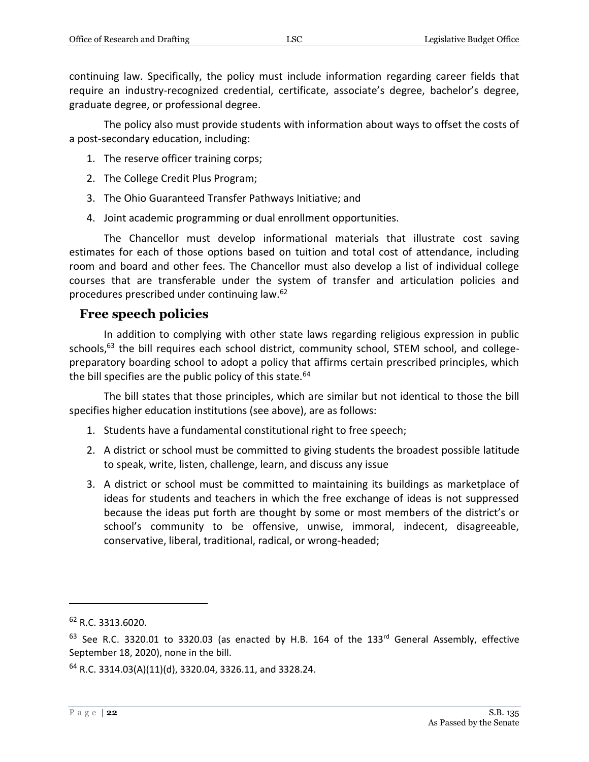continuing law. Specifically, the policy must include information regarding career fields that require an industry-recognized credential, certificate, associate's degree, bachelor's degree, graduate degree, or professional degree.

The policy also must provide students with information about ways to offset the costs of a post-secondary education, including:

1. The reserve officer training corps;
2. The College Credit Plus Program;
3. The Ohio Guaranteed Transfer Pathways Initiative; and
4. Joint academic programming or dual enrollment opportunities.

The Chancellor must develop informational materials that illustrate cost saving estimates for each of those options based on tuition and total cost of attendance, including room and board and other fees. The Chancellor must also develop a list of individual college courses that are transferable under the system of transfer and articulation policies and procedures prescribed under continuing law.[62]

## Free speech policies

In addition to complying with other state laws regarding religious expression in public schools,[63] the bill requires each school district, community school, STEM school, and college-preparatory boarding school to adopt a policy that affirms certain prescribed principles, which the bill specifies are the public policy of this state.[64]

The bill states that those principles, which are similar but not identical to those the bill specifies higher education institutions (see above), are as follows:

1. Students have a fundamental constitutional right to free speech;
2. A district or school must be committed to giving students the broadest possible latitude to speak, write, listen, challenge, learn, and discuss any issue
3. A district or school must be committed to maintaining its buildings as marketplace of ideas for students and teachers in which the free exchange of ideas is not suppressed because the ideas put forth are thought by some or most members of the district's or school's community to be offensive, unwise, immoral, indecent, disagreeable, conservative, liberal, traditional, radical, or wrong-headed;

---

[62] R.C. 3313.6020.

[63] See R.C. 3320.01 to 3320.03 (as enacted by H.B. 164 of the 133rd General Assembly, effective September 18, 2020), none in the bill.

[64] R.C. 3314.03(A)(11)(d), 3320.04, 3326.11, and 3328.24.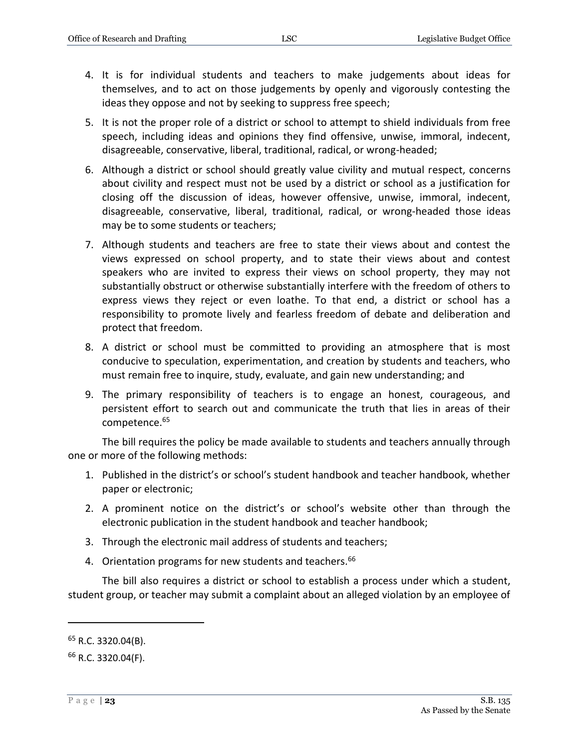4. It is for individual students and teachers to make judgements about ideas for themselves, and to act on those judgements by openly and vigorously contesting the ideas they oppose and not by seeking to suppress free speech;
5. It is not the proper role of a district or school to attempt to shield individuals from free speech, including ideas and opinions they find offensive, unwise, immoral, indecent, disagreeable, conservative, liberal, traditional, radical, or wrong-headed;
6. Although a district or school should greatly value civility and mutual respect, concerns about civility and respect must not be used by a district or school as a justification for closing off the discussion of ideas, however offensive, unwise, immoral, indecent, disagreeable, conservative, liberal, traditional, radical, or wrong-headed those ideas may be to some students or teachers;
7. Although students and teachers are free to state their views about and contest the views expressed on school property, and to state their views about and contest speakers who are invited to express their views on school property, they may not substantially obstruct or otherwise substantially interfere with the freedom of others to express views they reject or even loathe. To that end, a district or school has a responsibility to promote lively and fearless freedom of debate and deliberation and protect that freedom.
8. A district or school must be committed to providing an atmosphere that is most conducive to speculation, experimentation, and creation by students and teachers, who must remain free to inquire, study, evaluate, and gain new understanding; and
9. The primary responsibility of teachers is to engage an honest, courageous, and persistent effort to search out and communicate the truth that lies in areas of their competence.[65]

The bill requires the policy be made available to students and teachers annually through one or more of the following methods:

1. Published in the district's or school's student handbook and teacher handbook, whether paper or electronic;
2. A prominent notice on the district's or school's website other than through the electronic publication in the student handbook and teacher handbook;
3. Through the electronic mail address of students and teachers;
4. Orientation programs for new students and teachers.[66]

The bill also requires a district or school to establish a process under which a student, student group, or teacher may submit a complaint about an alleged violation by an employee of

[65] R.C. 3320.04(B).

[66] R.C. 3320.04(F).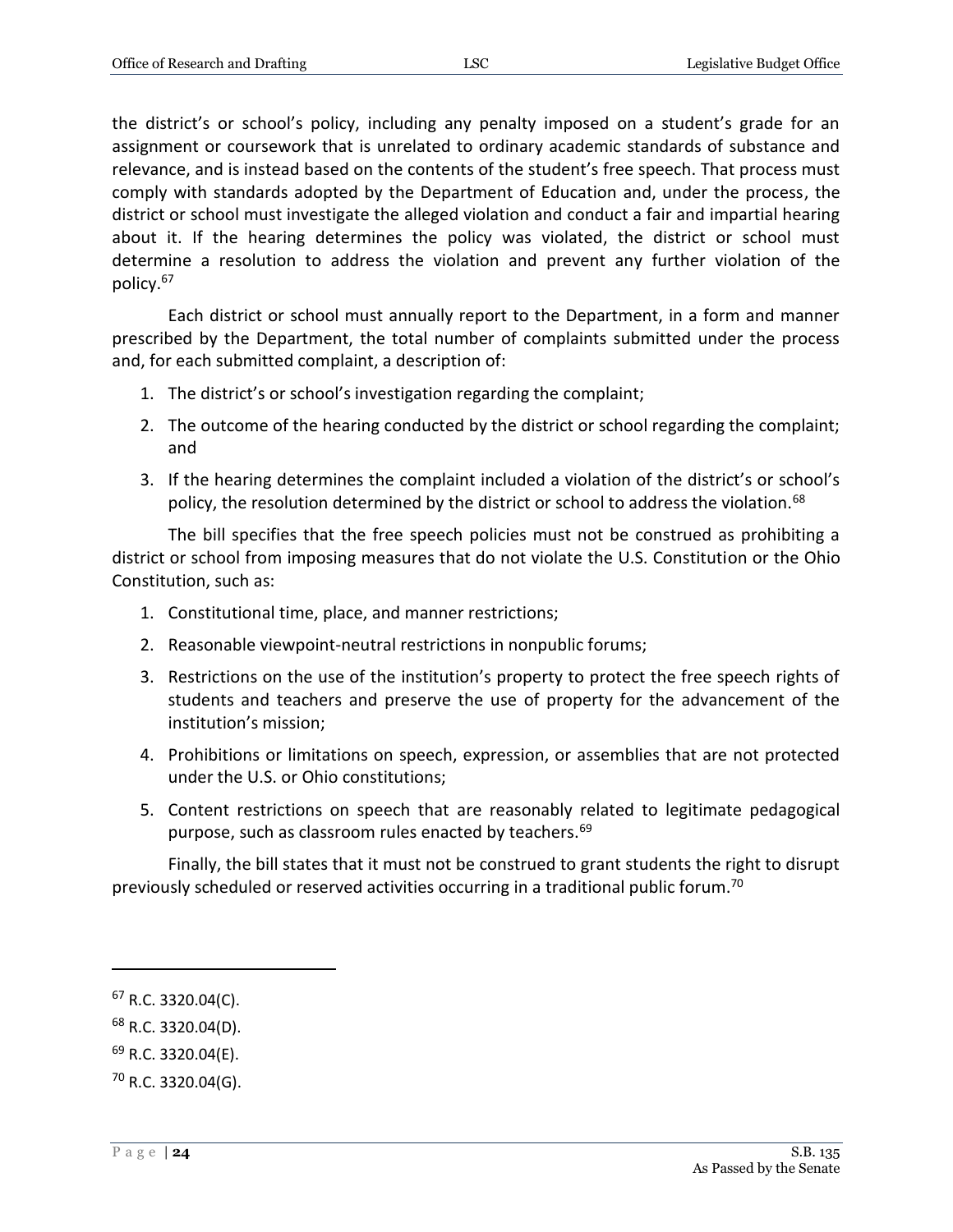the district's or school's policy, including any penalty imposed on a student's grade for an assignment or coursework that is unrelated to ordinary academic standards of substance and relevance, and is instead based on the contents of the student's free speech. That process must comply with standards adopted by the Department of Education and, under the process, the district or school must investigate the alleged violation and conduct a fair and impartial hearing about it. If the hearing determines the policy was violated, the district or school must determine a resolution to address the violation and prevent any further violation of the policy.[67]

Each district or school must annually report to the Department, in a form and manner prescribed by the Department, the total number of complaints submitted under the process and, for each submitted complaint, a description of:

1. The district's or school's investigation regarding the complaint;
2. The outcome of the hearing conducted by the district or school regarding the complaint; and
3. If the hearing determines the complaint included a violation of the district's or school's policy, the resolution determined by the district or school to address the violation.[68]

The bill specifies that the free speech policies must not be construed as prohibiting a district or school from imposing measures that do not violate the U.S. Constitution or the Ohio Constitution, such as:

1. Constitutional time, place, and manner restrictions;
2. Reasonable viewpoint-neutral restrictions in nonpublic forums;
3. Restrictions on the use of the institution's property to protect the free speech rights of students and teachers and preserve the use of property for the advancement of the institution's mission;
4. Prohibitions or limitations on speech, expression, or assemblies that are not protected under the U.S. or Ohio constitutions;
5. Content restrictions on speech that are reasonably related to legitimate pedagogical purpose, such as classroom rules enacted by teachers.[69]

Finally, the bill states that it must not be construed to grant students the right to disrupt previously scheduled or reserved activities occurring in a traditional public forum.[70]

---

[67] R.C. 3320.04(C).

[68] R.C. 3320.04(D).

[69] R.C. 3320.04(E).

[70] R.C. 3320.04(G).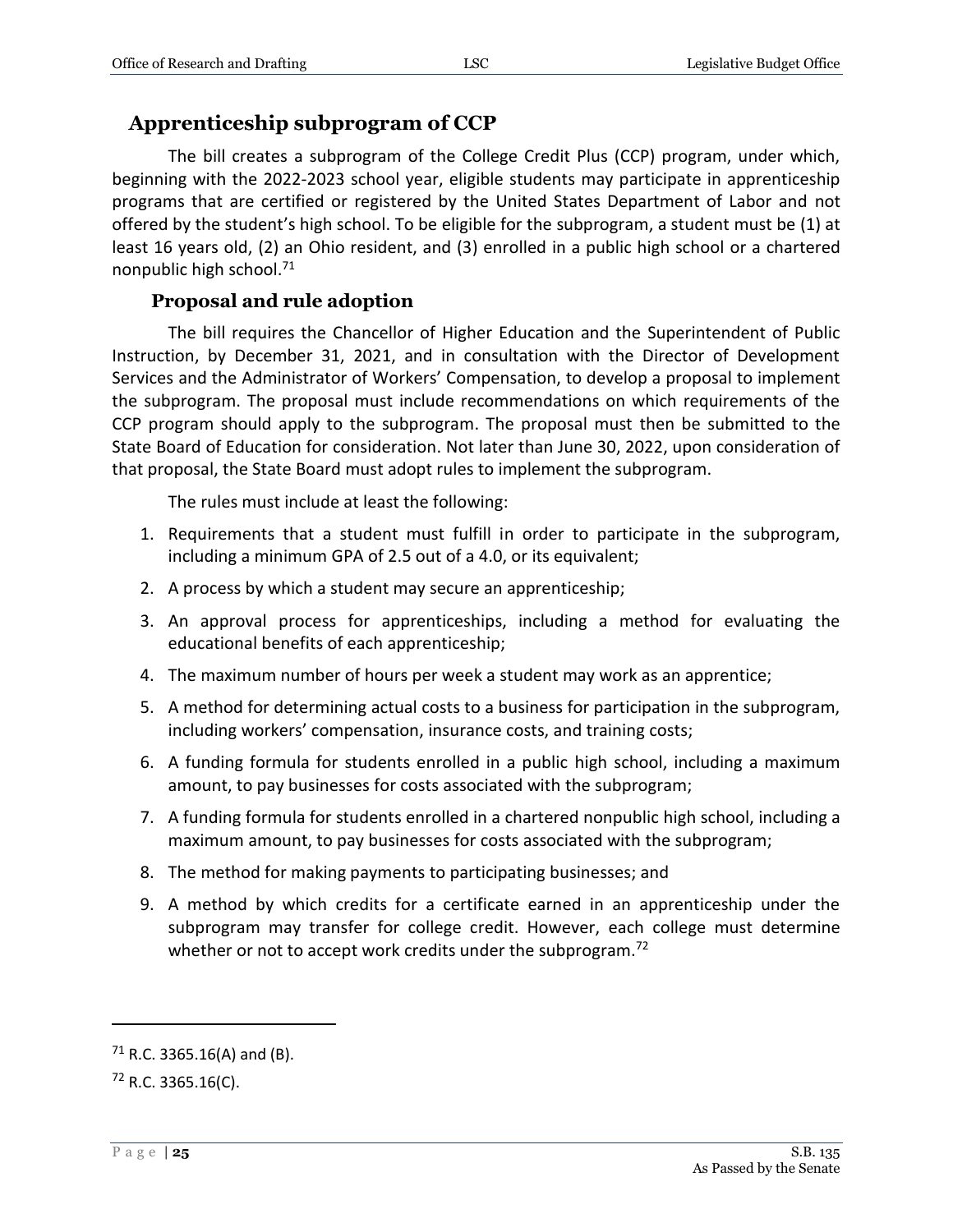## Apprenticeship subprogram of CCP

The bill creates a subprogram of the College Credit Plus (CCP) program, under which, beginning with the 2022-2023 school year, eligible students may participate in apprenticeship programs that are certified or registered by the United States Department of Labor and not offered by the student's high school. To be eligible for the subprogram, a student must be (1) at least 16 years old, (2) an Ohio resident, and (3) enrolled in a public high school or a chartered nonpublic high school.[71]

### Proposal and rule adoption

The bill requires the Chancellor of Higher Education and the Superintendent of Public Instruction, by December 31, 2021, and in consultation with the Director of Development Services and the Administrator of Workers' Compensation, to develop a proposal to implement the subprogram. The proposal must include recommendations on which requirements of the CCP program should apply to the subprogram. The proposal must then be submitted to the State Board of Education for consideration. Not later than June 30, 2022, upon consideration of that proposal, the State Board must adopt rules to implement the subprogram.

The rules must include at least the following:

1. Requirements that a student must fulfill in order to participate in the subprogram, including a minimum GPA of 2.5 out of a 4.0, or its equivalent;
2. A process by which a student may secure an apprenticeship;
3. An approval process for apprenticeships, including a method for evaluating the educational benefits of each apprenticeship;
4. The maximum number of hours per week a student may work as an apprentice;
5. A method for determining actual costs to a business for participation in the subprogram, including workers' compensation, insurance costs, and training costs;
6. A funding formula for students enrolled in a public high school, including a maximum amount, to pay businesses for costs associated with the subprogram;
7. A funding formula for students enrolled in a chartered nonpublic high school, including a maximum amount, to pay businesses for costs associated with the subprogram;
8. The method for making payments to participating businesses; and
9. A method by which credits for a certificate earned in an apprenticeship under the subprogram may transfer for college credit. However, each college must determine whether or not to accept work credits under the subprogram.[72]

---

[71] R.C. 3365.16(A) and (B).

[72] R.C. 3365.16(C).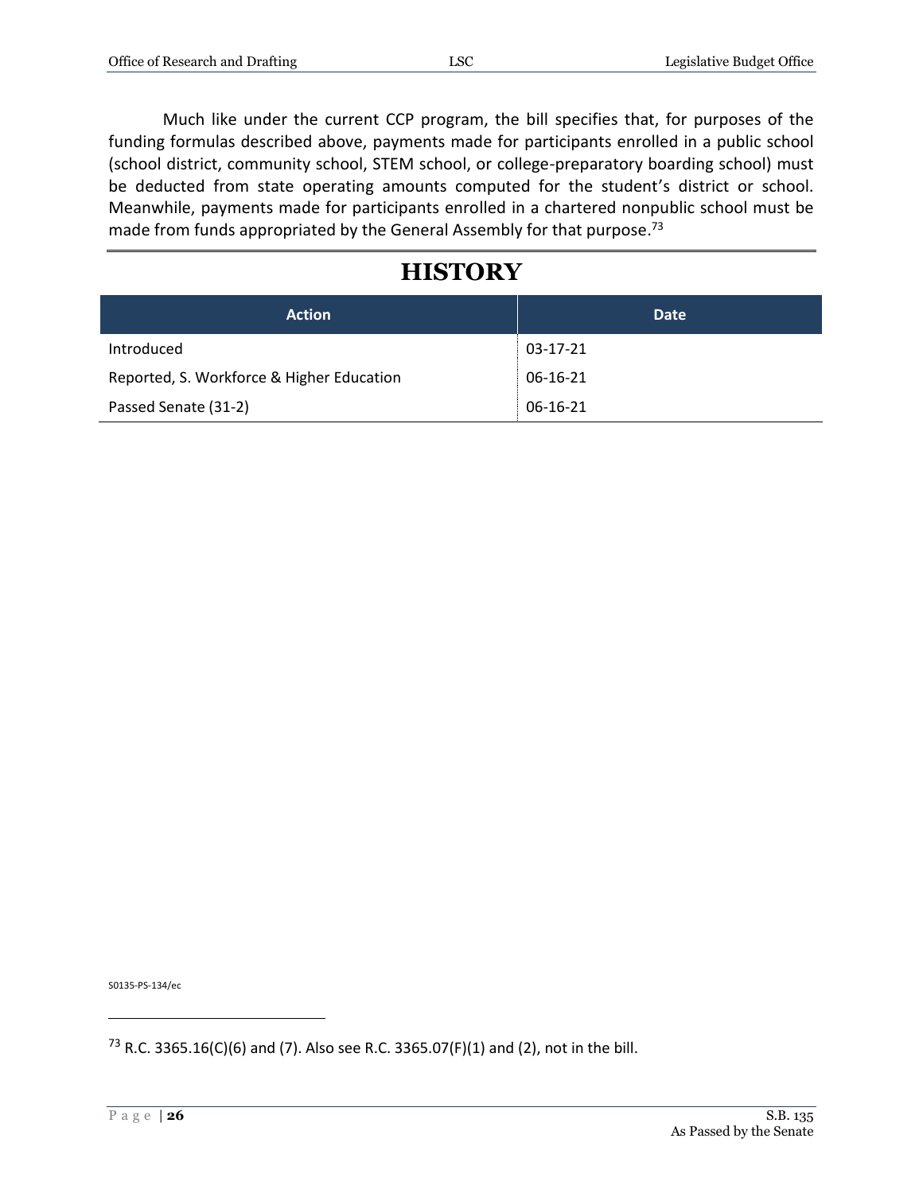Much like under the current CCP program, the bill specifies that, for purposes of the funding formulas described above, payments made for participants enrolled in a public school (school district, community school, STEM school, or college-preparatory boarding school) must be deducted from state operating amounts computed for the student's district or school. Meanwhile, payments made for participants enrolled in a chartered nonpublic school must be made from funds appropriated by the General Assembly for that purpose.[73]

# HISTORY

| Action | Date |
| --- | --- |
| Introduced | 03-17-21 |
| Reported, S. Workforce & Higher Education | 06-16-21 |
| Passed Senate (31-2) | 06-16-21 |

S0135-PS-134/ec

[73] R.C. 3365.16(C)(6) and (7). Also see R.C. 3365.07(F)(1) and (2), not in the bill.